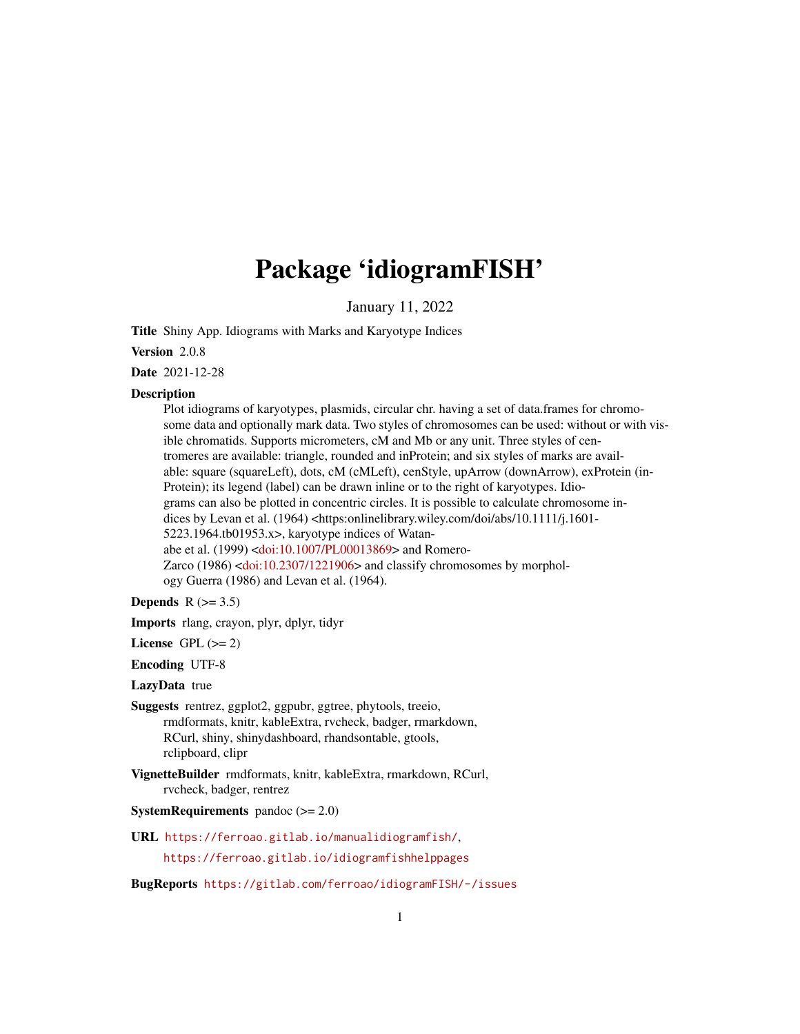# Package 'idiogramFISH'

January 11, 2022

**Title** Shiny App. Idiograms with Marks and Karyotype Indices

**Version** 2.0.8

**Date** 2021-12-28

**Description**
Plot idiograms of karyotypes, plasmids, circular chr. having a set of data.frames for chromosome data and optionally mark data. Two styles of chromosomes can be used: without or with visible chromatids. Supports micrometers, cM and Mb or any unit. Three styles of centromeres are available: triangle, rounded and inProtein; and six styles of marks are available: square (squareLeft), dots, cM (cMLeft), cenStyle, upArrow (downArrow), exProtein (inProtein); its legend (label) can be drawn inline or to the right of karyotypes. Idiograms can also be plotted in concentric circles. It is possible to calculate chromosome indices by Levan et al. (1964) <https:onlinelibrary.wiley.com/doi/abs/10.1111/j.1601-5223.1964.tb01953.x>, karyotype indices of Watanabe et al. (1999) <doi:10.1007/PL00013869> and Romero-Zarco (1986) <doi:10.2307/1221906> and classify chromosomes by morphology Guerra (1986) and Levan et al. (1964).

**Depends** R (>= 3.5)

**Imports** rlang, crayon, plyr, dplyr, tidyr

**License** GPL (>= 2)

**Encoding** UTF-8

**LazyData** true

**Suggests** rentrez, ggplot2, ggpubr, ggtree, phytools, treeio, rmdformats, knitr, kableExtra, rvcheck, badger, rmarkdown, RCurl, shiny, shinydashboard, rhandsontable, gtools, rclipboard, clipr

**VignetteBuilder** rmdformats, knitr, kableExtra, rmarkdown, RCurl, rvcheck, badger, rentrez

**SystemRequirements** pandoc (>= 2.0)

**URL** https://ferroao.gitlab.io/manualidiogramfish/, https://ferroao.gitlab.io/idiogramfishhelppages

**BugReports** https://gitlab.com/ferroao/idiogramFISH/-/issues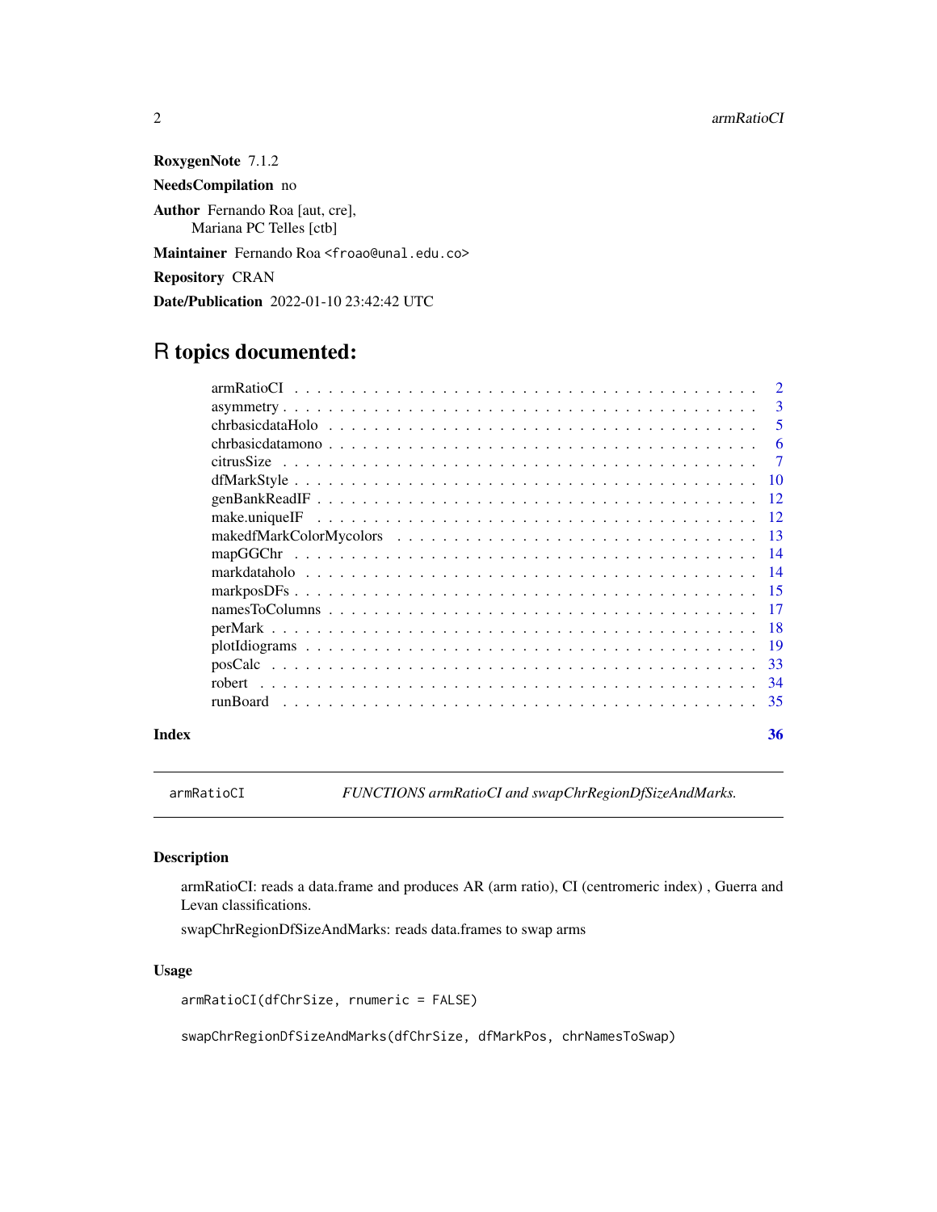**RoxygenNote** 7.1.2

**NeedsCompilation** no

**Author** Fernando Roa [aut, cre],
Mariana PC Telles [ctb]

**Maintainer** Fernando Roa <froao@unal.edu.co>

**Repository** CRAN

**Date/Publication** 2022-01-10 23:42:42 UTC

# R topics documented:

| | |
|---|---|
| armRatioCI | 2 |
| asymmetry | 3 |
| chrbasicdataHolo | 5 |
| chrbasicdatamono | 6 |
| citrusSize | 7 |
| dfMarkStyle | 10 |
| genBankReadIF | 12 |
| make.uniqueIF | 12 |
| makedfMarkColorMycolors | 13 |
| mapGGChr | 14 |
| markdataholo | 14 |
| markposDFs | 15 |
| namesToColumns | 17 |
| perMark | 18 |
| plotIdiograms | 19 |
| posCalc | 33 |
| robert | 34 |
| runBoard | 35 |
| **Index** | **36** |

---

`armRatioCI` *FUNCTIONS armRatioCI and swapChrRegionDfSizeAndMarks.*

---

## Description

armRatioCI: reads a data.frame and produces AR (arm ratio), CI (centromeric index) , Guerra and Levan classifications.

swapChrRegionDfSizeAndMarks: reads data.frames to swap arms

## Usage

```
armRatioCI(dfChrSize, rnumeric = FALSE)

swapChrRegionDfSizeAndMarks(dfChrSize, dfMarkPos, chrNamesToSwap)
```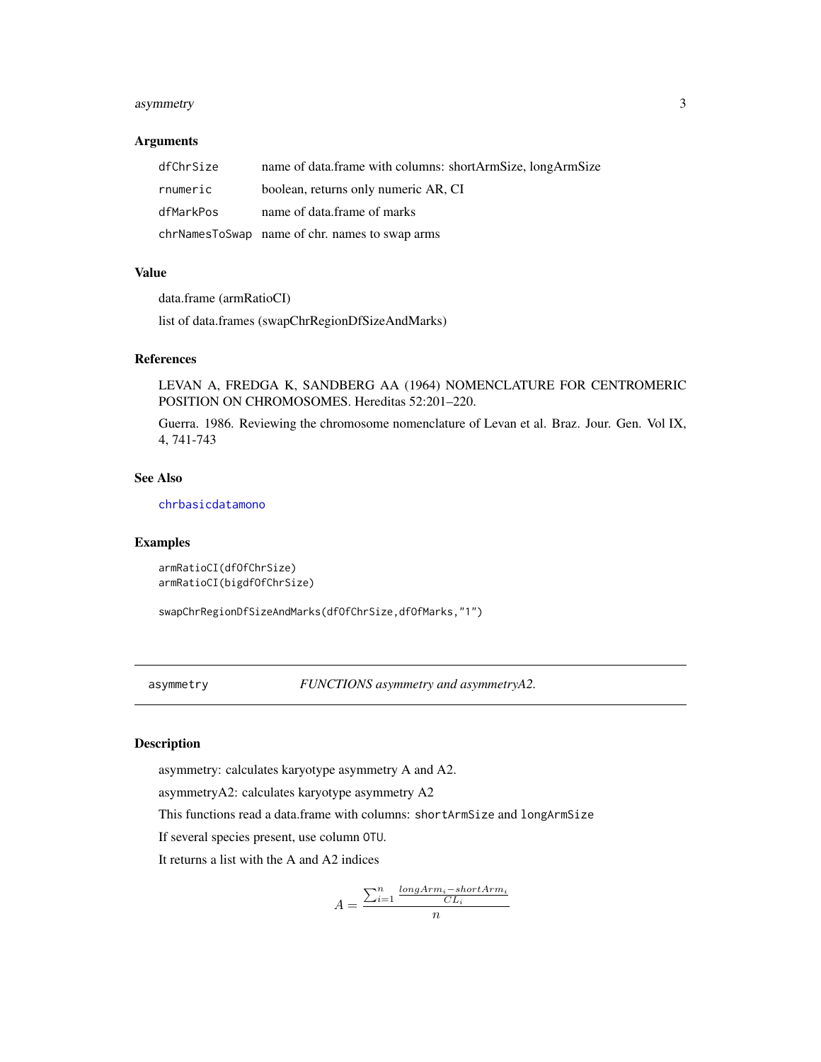### Arguments

| | |
|---|---|
| `dfChrSize` | name of data.frame with columns: shortArmSize, longArmSize |
| `rnumeric` | boolean, returns only numeric AR, CI |
| `dfMarkPos` | name of data.frame of marks |
| `chrNamesToSwap` | name of chr. names to swap arms |

### Value

data.frame (armRatioCI)

list of data.frames (swapChrRegionDfSizeAndMarks)

### References

LEVAN A, FREDGA K, SANDBERG AA (1964) NOMENCLATURE FOR CENTROMERIC POSITION ON CHROMOSOMES. Hereditas 52:201–220.

Guerra. 1986. Reviewing the chromosome nomenclature of Levan et al. Braz. Jour. Gen. Vol IX, 4, 741-743

### See Also

`chrbasicdatamono`

### Examples

```
armRatioCI(dfOfChrSize)
armRatioCI(bigdfOfChrSize)

swapChrRegionDfSizeAndMarks(dfOfChrSize,dfOfMarks,"1")
```

---

## asymmetry — *FUNCTIONS asymmetry and asymmetryA2.*

### Description

asymmetry: calculates karyotype asymmetry A and A2.

asymmetryA2: calculates karyotype asymmetry A2

This functions read a data.frame with columns: `shortArmSize` and `longArmSize`

If several species present, use column `OTU`.

It returns a list with the A and A2 indices

$$A = \frac{\sum_{i=1}^{n} \frac{longArm_i - shortArm_i}{CL_i}}{n}$$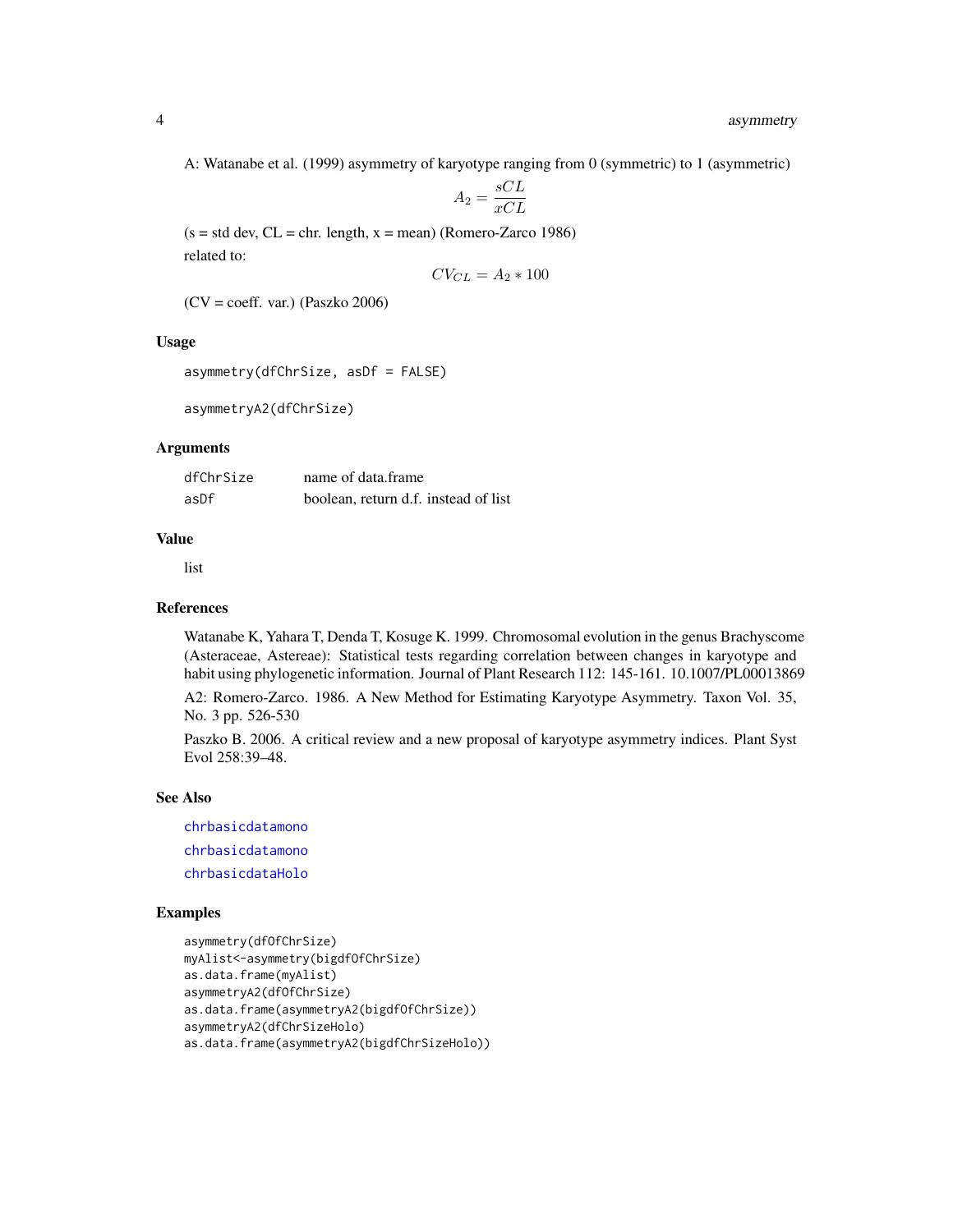A: Watanabe et al. (1999) asymmetry of karyotype ranging from 0 (symmetric) to 1 (asymmetric)

$$A_2 = \frac{sCL}{xCL}$$

(s = std dev, CL = chr. length, x = mean) (Romero-Zarco 1986)

related to:

$$CV_{CL} = A_2 * 100$$

(CV = coeff. var.) (Paszko 2006)

### Usage

```
asymmetry(dfChrSize, asDf = FALSE)

asymmetryA2(dfChrSize)
```

### Arguments

| | |
|---|---|
| dfChrSize | name of data.frame |
| asDf | boolean, return d.f. instead of list |

### Value

list

### References

Watanabe K, Yahara T, Denda T, Kosuge K. 1999. Chromosomal evolution in the genus Brachyscome (Asteraceae, Astereae): Statistical tests regarding correlation between changes in karyotype and habit using phylogenetic information. Journal of Plant Research 112: 145-161. 10.1007/PL00013869

A2: Romero-Zarco. 1986. A New Method for Estimating Karyotype Asymmetry. Taxon Vol. 35, No. 3 pp. 526-530

Paszko B. 2006. A critical review and a new proposal of karyotype asymmetry indices. Plant Syst Evol 258:39–48.

### See Also

chrbasicdatamono

chrbasicdatamono

chrbasicdataHolo

### Examples

```
asymmetry(dfOfChrSize)
myAlist<-asymmetry(bigdfOfChrSize)
as.data.frame(myAlist)
asymmetryA2(dfOfChrSize)
as.data.frame(asymmetryA2(bigdfOfChrSize))
asymmetryA2(dfChrSizeHolo)
as.data.frame(asymmetryA2(bigdfChrSizeHolo))
```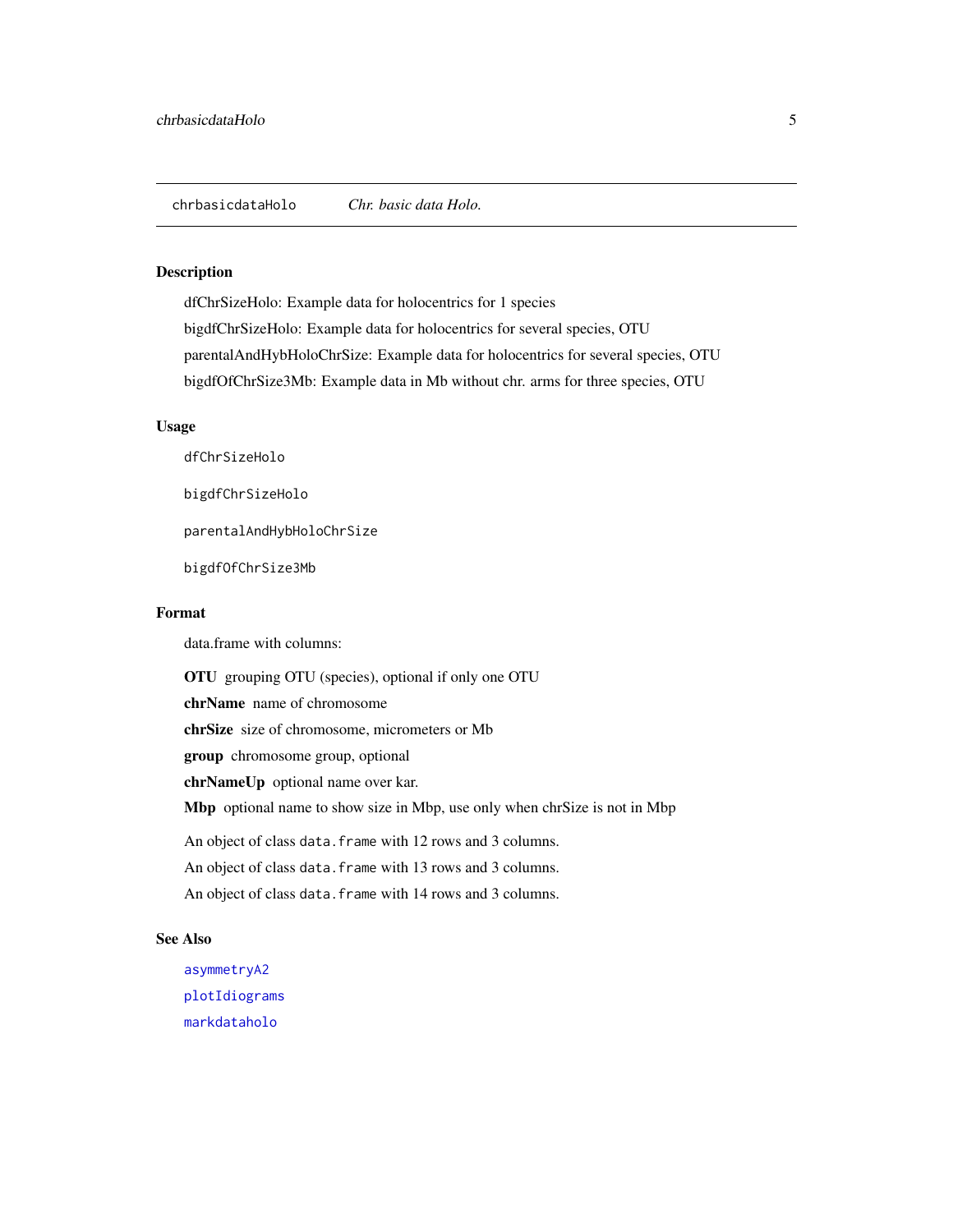`chrbasicdataHolo` *Chr. basic data Holo.*

## Description

dfChrSizeHolo: Example data for holocentrics for 1 species

bigdfChrSizeHolo: Example data for holocentrics for several species, OTU

parentalAndHybHoloChrSize: Example data for holocentrics for several species, OTU

bigdfOfChrSize3Mb: Example data in Mb without chr. arms for three species, OTU

## Usage

```
dfChrSizeHolo

bigdfChrSizeHolo

parentalAndHybHoloChrSize

bigdfOfChrSize3Mb
```

## Format

data.frame with columns:

**OTU** grouping OTU (species), optional if only one OTU

**chrName** name of chromosome

**chrSize** size of chromosome, micrometers or Mb

**group** chromosome group, optional

**chrNameUp** optional name over kar.

**Mbp** optional name to show size in Mbp, use only when chrSize is not in Mbp

An object of class `data.frame` with 12 rows and 3 columns.

An object of class `data.frame` with 13 rows and 3 columns.

An object of class `data.frame` with 14 rows and 3 columns.

## See Also

asymmetryA2

plotIdiograms

markdataholo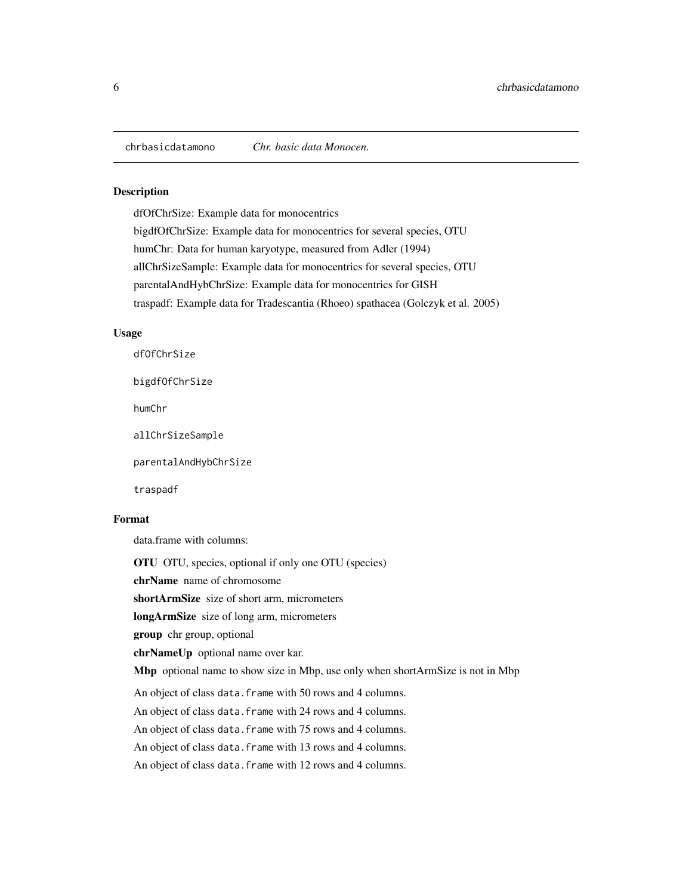chrbasicdatamono    *Chr. basic data Monocen.*

## Description

dfOfChrSize: Example data for monocentrics

bigdfOfChrSize: Example data for monocentrics for several species, OTU

humChr: Data for human karyotype, measured from Adler (1994)

allChrSizeSample: Example data for monocentrics for several species, OTU

parentalAndHybChrSize: Example data for monocentrics for GISH

traspadf: Example data for Tradescantia (Rhoeo) spathacea (Golczyk et al. 2005)

## Usage

```
dfOfChrSize

bigdfOfChrSize

humChr

allChrSizeSample

parentalAndHybChrSize

traspadf
```

## Format

data.frame with columns:

**OTU** OTU, species, optional if only one OTU (species)

**chrName** name of chromosome

**shortArmSize** size of short arm, micrometers

**longArmSize** size of long arm, micrometers

**group** chr group, optional

**chrNameUp** optional name over kar.

**Mbp** optional name to show size in Mbp, use only when shortArmSize is not in Mbp

An object of class `data.frame` with 50 rows and 4 columns.

An object of class `data.frame` with 24 rows and 4 columns.

An object of class `data.frame` with 75 rows and 4 columns.

An object of class `data.frame` with 13 rows and 4 columns.

An object of class `data.frame` with 12 rows and 4 columns.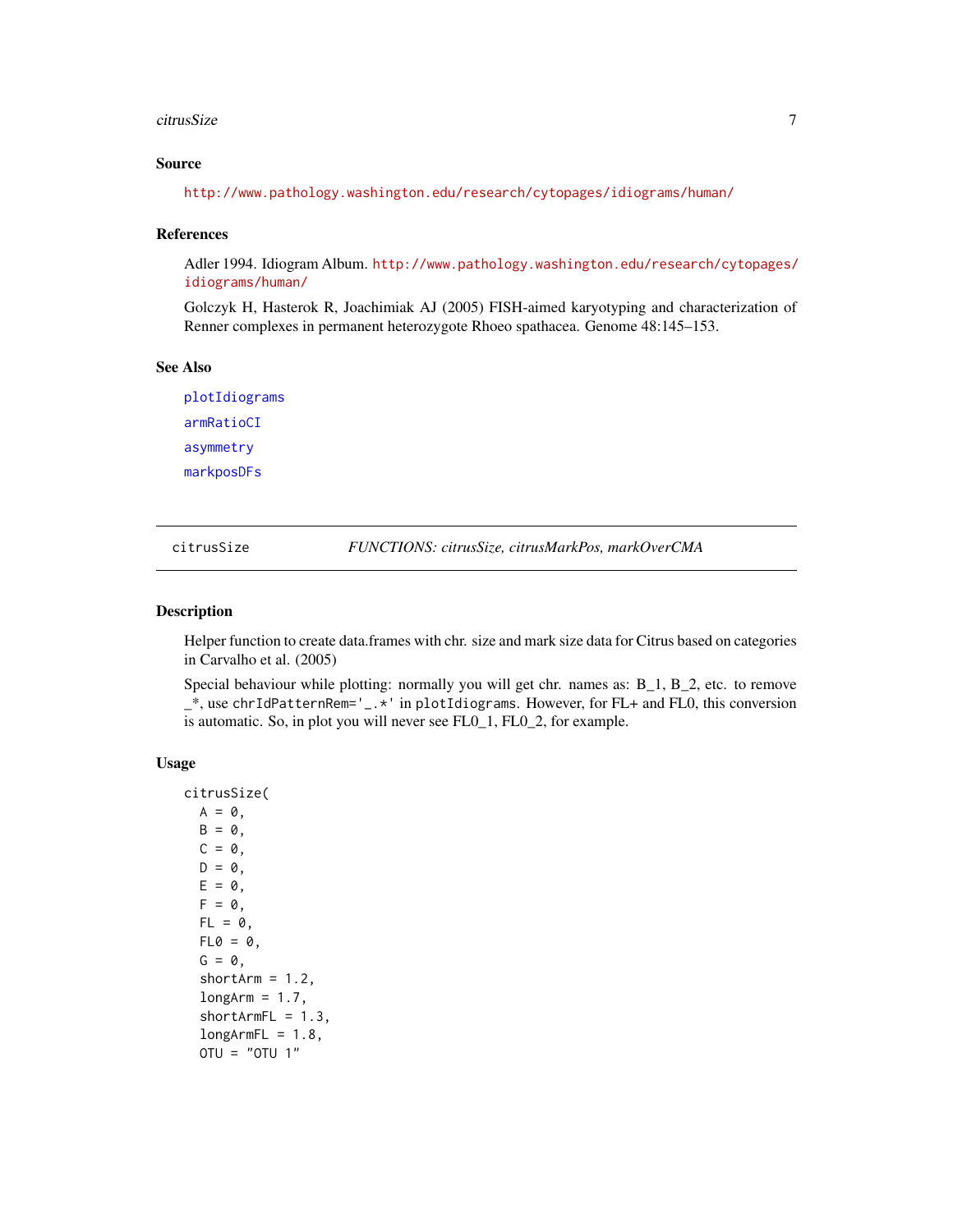## Source

http://www.pathology.washington.edu/research/cytopages/idiograms/human/

## References

Adler 1994. Idiogram Album. http://www.pathology.washington.edu/research/cytopages/idiograms/human/

Golczyk H, Hasterok R, Joachimiak AJ (2005) FISH-aimed karyotyping and characterization of Renner complexes in permanent heterozygote Rhoeo spathacea. Genome 48:145–153.

## See Also

plotIdiograms

armRatioCI

asymmetry

markposDFs

---

citrusSize *FUNCTIONS: citrusSize, citrusMarkPos, markOverCMA*

---

## Description

Helper function to create data.frames with chr. size and mark size data for Citrus based on categories in Carvalho et al. (2005)

Special behaviour while plotting: normally you will get chr. names as: B_1, B_2, etc. to remove _*, use `chrIdPatternRem='_.*'` in `plotIdiograms`. However, for FL+ and FL0, this conversion is automatic. So, in plot you will never see FL0_1, FL0_2, for example.

## Usage

```
citrusSize(
  A = 0,
  B = 0,
  C = 0,
  D = 0,
  E = 0,
  F = 0,
  FL = 0,
  FL0 = 0,
  G = 0,
  shortArm = 1.2,
  longArm = 1.7,
  shortArmFL = 1.3,
  longArmFL = 1.8,
  OTU = "OTU 1"
```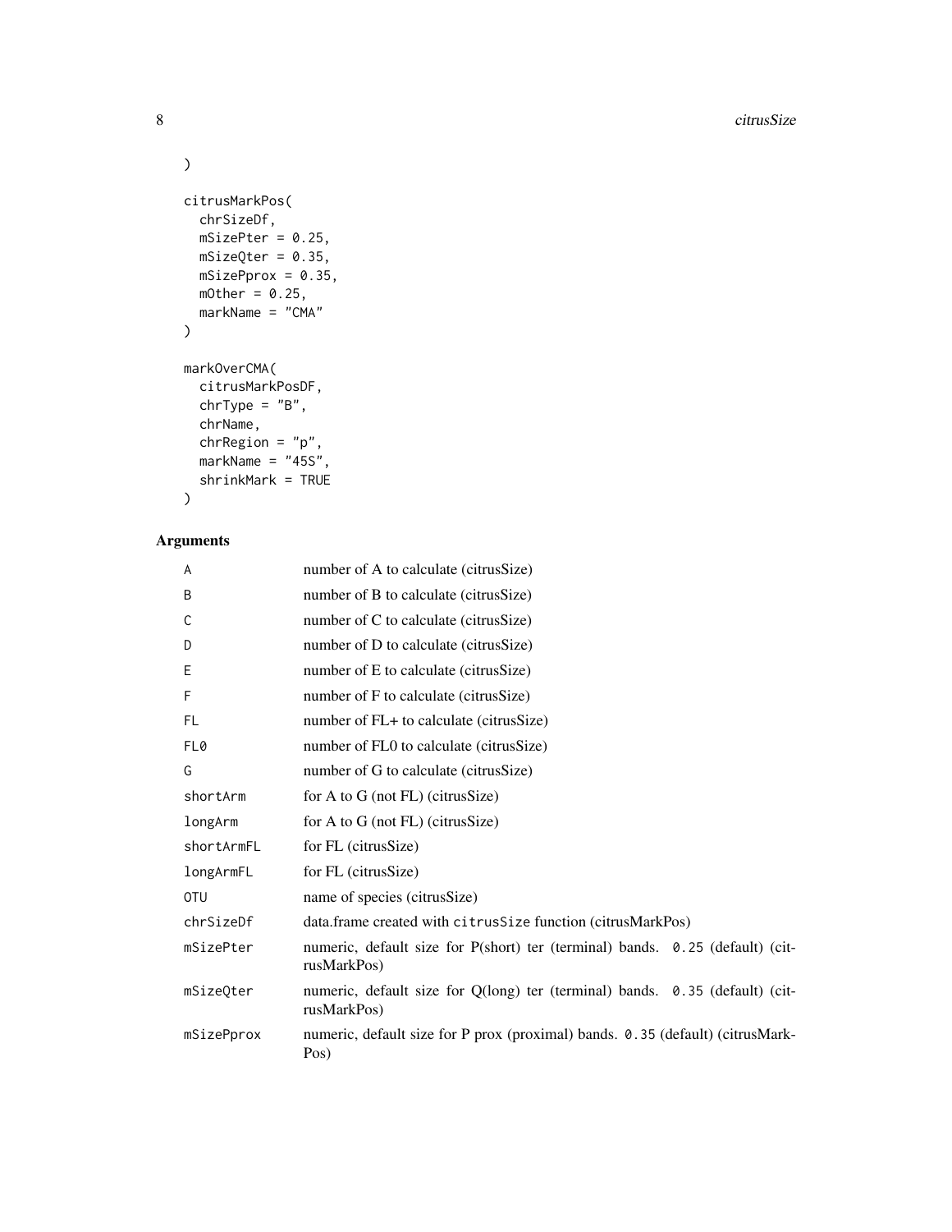```
)

citrusMarkPos(
  chrSizeDf,
  mSizePter = 0.25,
  mSizeQter = 0.35,
  mSizePprox = 0.35,
  mOther = 0.25,
  markName = "CMA"
)

markOverCMA(
  citrusMarkPosDF,
  chrType = "B",
  chrName,
  chrRegion = "p",
  markName = "45S",
  shrinkMark = TRUE
)
```

## Arguments

| | |
|---|---|
| A | number of A to calculate (citrusSize) |
| B | number of B to calculate (citrusSize) |
| C | number of C to calculate (citrusSize) |
| D | number of D to calculate (citrusSize) |
| E | number of E to calculate (citrusSize) |
| F | number of F to calculate (citrusSize) |
| FL | number of FL+ to calculate (citrusSize) |
| FL0 | number of FL0 to calculate (citrusSize) |
| G | number of G to calculate (citrusSize) |
| shortArm | for A to G (not FL) (citrusSize) |
| longArm | for A to G (not FL) (citrusSize) |
| shortArmFL | for FL (citrusSize) |
| longArmFL | for FL (citrusSize) |
| OTU | name of species (citrusSize) |
| chrSizeDf | data.frame created with `citrusSize` function (citrusMarkPos) |
| mSizePter | numeric, default size for P(short) ter (terminal) bands. `0.25` (default) (citrusMarkPos) |
| mSizeQter | numeric, default size for Q(long) ter (terminal) bands. `0.35` (default) (citrusMarkPos) |
| mSizePprox | numeric, default size for P prox (proximal) bands. `0.35` (default) (citrusMarkPos) |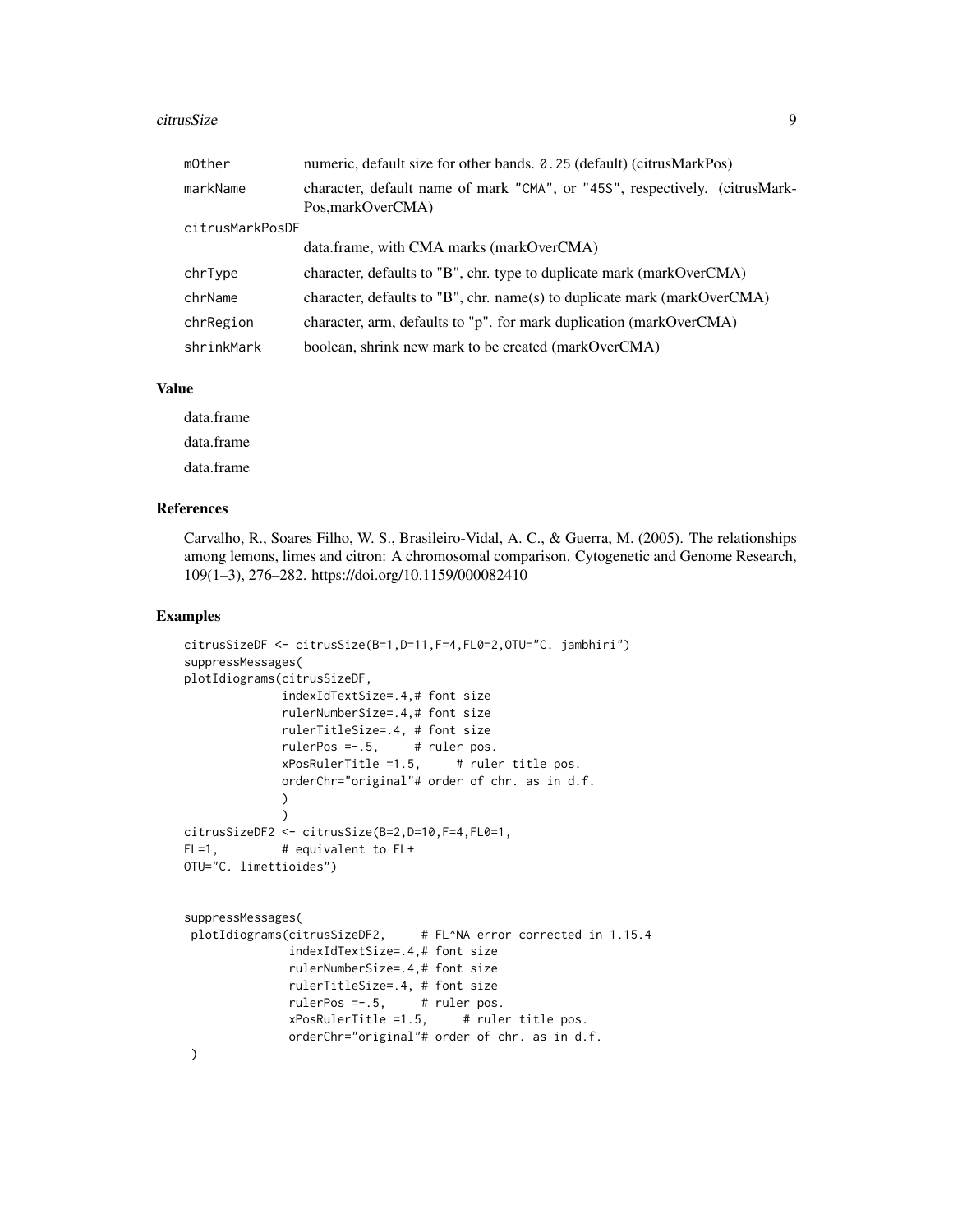| | |
|---|---|
| mOther | numeric, default size for other bands. 0.25 (default) (citrusMarkPos) |
| markName | character, default name of mark "CMA", or "45S", respectively. (citrusMarkPos,markOverCMA) |
| citrusMarkPosDF | data.frame, with CMA marks (markOverCMA) |
| chrType | character, defaults to "B", chr. type to duplicate mark (markOverCMA) |
| chrName | character, defaults to "B", chr. name(s) to duplicate mark (markOverCMA) |
| chrRegion | character, arm, defaults to "p". for mark duplication (markOverCMA) |
| shrinkMark | boolean, shrink new mark to be created (markOverCMA) |

## Value

data.frame

data.frame

data.frame

## References

Carvalho, R., Soares Filho, W. S., Brasileiro-Vidal, A. C., & Guerra, M. (2005). The relationships among lemons, limes and citron: A chromosomal comparison. Cytogenetic and Genome Research, 109(1–3), 276–282. https://doi.org/10.1159/000082410

## Examples

```
citrusSizeDF <- citrusSize(B=1,D=11,F=4,FL0=2,OTU="C. jambhiri")
suppressMessages(
plotIdiograms(citrusSizeDF,
              indexIdTextSize=.4,# font size
              rulerNumberSize=.4,# font size
              rulerTitleSize=.4, # font size
              rulerPos =-.5,     # ruler pos.
              xPosRulerTitle =1.5,     # ruler title pos.
              orderChr="original"# order of chr. as in d.f.
              )
              )
citrusSizeDF2 <- citrusSize(B=2,D=10,F=4,FL0=1,
FL=1,         # equivalent to FL+
OTU="C. limettioides")


suppressMessages(
 plotIdiograms(citrusSizeDF2,     # FL^NA error corrected in 1.15.4
               indexIdTextSize=.4,# font size
               rulerNumberSize=.4,# font size
               rulerTitleSize=.4, # font size
               rulerPos =-.5,     # ruler pos.
               xPosRulerTitle =1.5,     # ruler title pos.
               orderChr="original"# order of chr. as in d.f.
 )
```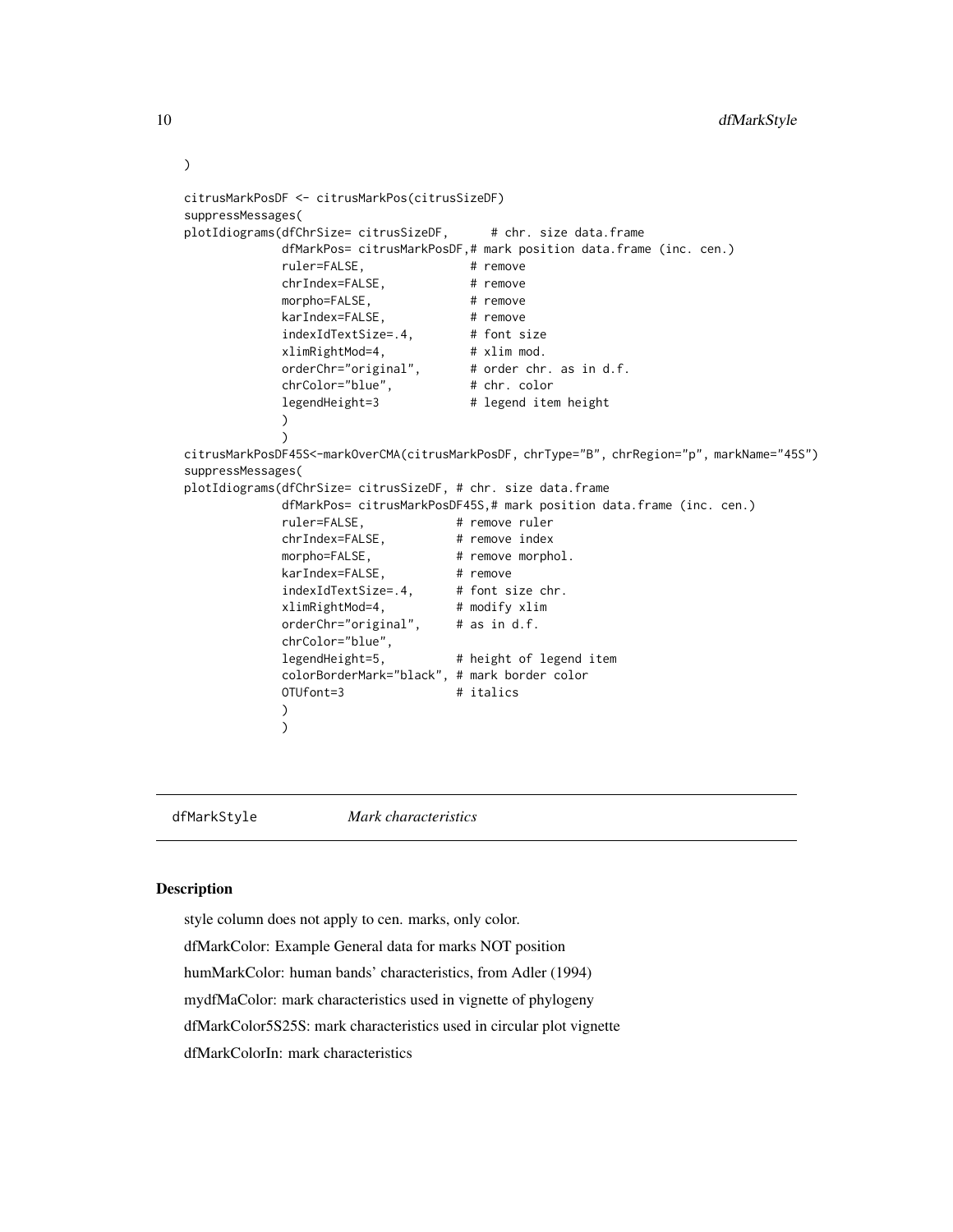```
)

citrusMarkPosDF <- citrusMarkPos(citrusSizeDF)
suppressMessages(
plotIdiograms(dfChrSize= citrusSizeDF,      # chr. size data.frame
              dfMarkPos= citrusMarkPosDF,# mark position data.frame (inc. cen.)
              ruler=FALSE,              # remove
              chrIndex=FALSE,           # remove
              morpho=FALSE,             # remove
              karIndex=FALSE,           # remove
              indexIdTextSize=.4,       # font size
              xlimRightMod=4,           # xlim mod.
              orderChr="original",      # order chr. as in d.f.
              chrColor="blue",          # chr. color
              legendHeight=3            # legend item height
              )
              )
citrusMarkPosDF45S<-markOverCMA(citrusMarkPosDF, chrType="B", chrRegion="p", markName="45S")
suppressMessages(
plotIdiograms(dfChrSize= citrusSizeDF, # chr. size data.frame
              dfMarkPos= citrusMarkPosDF45S,# mark position data.frame (inc. cen.)
              ruler=FALSE,            # remove ruler
              chrIndex=FALSE,         # remove index
              morpho=FALSE,           # remove morphol.
              karIndex=FALSE,         # remove
              indexIdTextSize=.4,     # font size chr.
              xlimRightMod=4,         # modify xlim
              orderChr="original",    # as in d.f.
              chrColor="blue",
              legendHeight=5,         # height of legend item
              colorBorderMark="black", # mark border color
              OTUfont=3               # italics
              )
              )
```

---

`dfMarkStyle` *Mark characteristics*

---

## Description

style column does not apply to cen. marks, only color.

dfMarkColor: Example General data for marks NOT position

humMarkColor: human bands' characteristics, from Adler (1994)

mydfMaColor: mark characteristics used in vignette of phylogeny

dfMarkColor5S25S: mark characteristics used in circular plot vignette

dfMarkColorIn: mark characteristics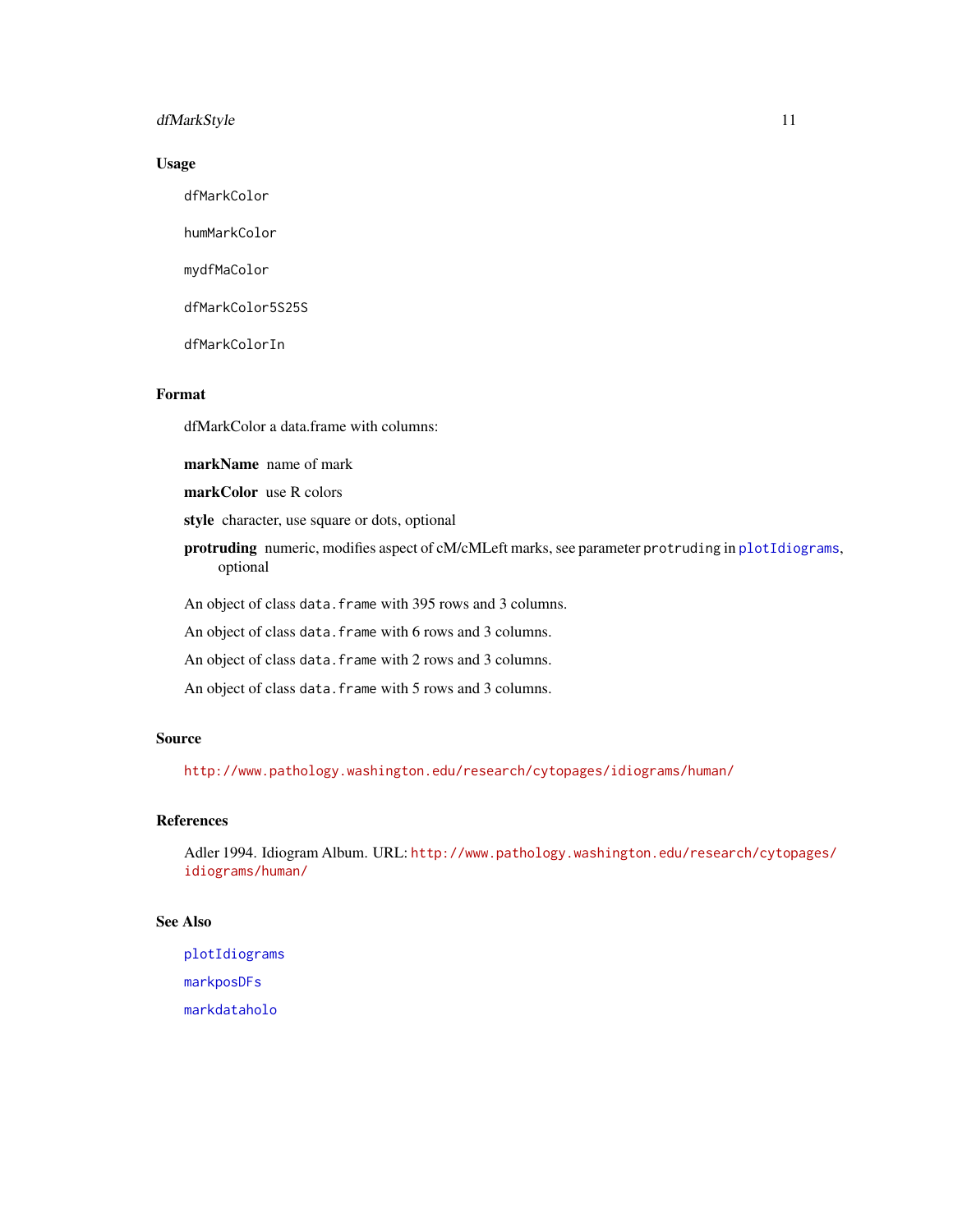## Usage

```
dfMarkColor

humMarkColor

mydfMaColor

dfMarkColor5S25S

dfMarkColorIn
```

## Format

dfMarkColor a data.frame with columns:

**markName** name of mark

**markColor** use R colors

**style** character, use square or dots, optional

**protruding** numeric, modifies aspect of cM/cMLeft marks, see parameter `protruding` in `plotIdiograms`, optional

An object of class `data.frame` with 395 rows and 3 columns.

An object of class `data.frame` with 6 rows and 3 columns.

An object of class `data.frame` with 2 rows and 3 columns.

An object of class `data.frame` with 5 rows and 3 columns.

## Source

http://www.pathology.washington.edu/research/cytopages/idiograms/human/

## References

Adler 1994. Idiogram Album. URL: http://www.pathology.washington.edu/research/cytopages/idiograms/human/

## See Also

plotIdiograms

markposDFs

markdataholo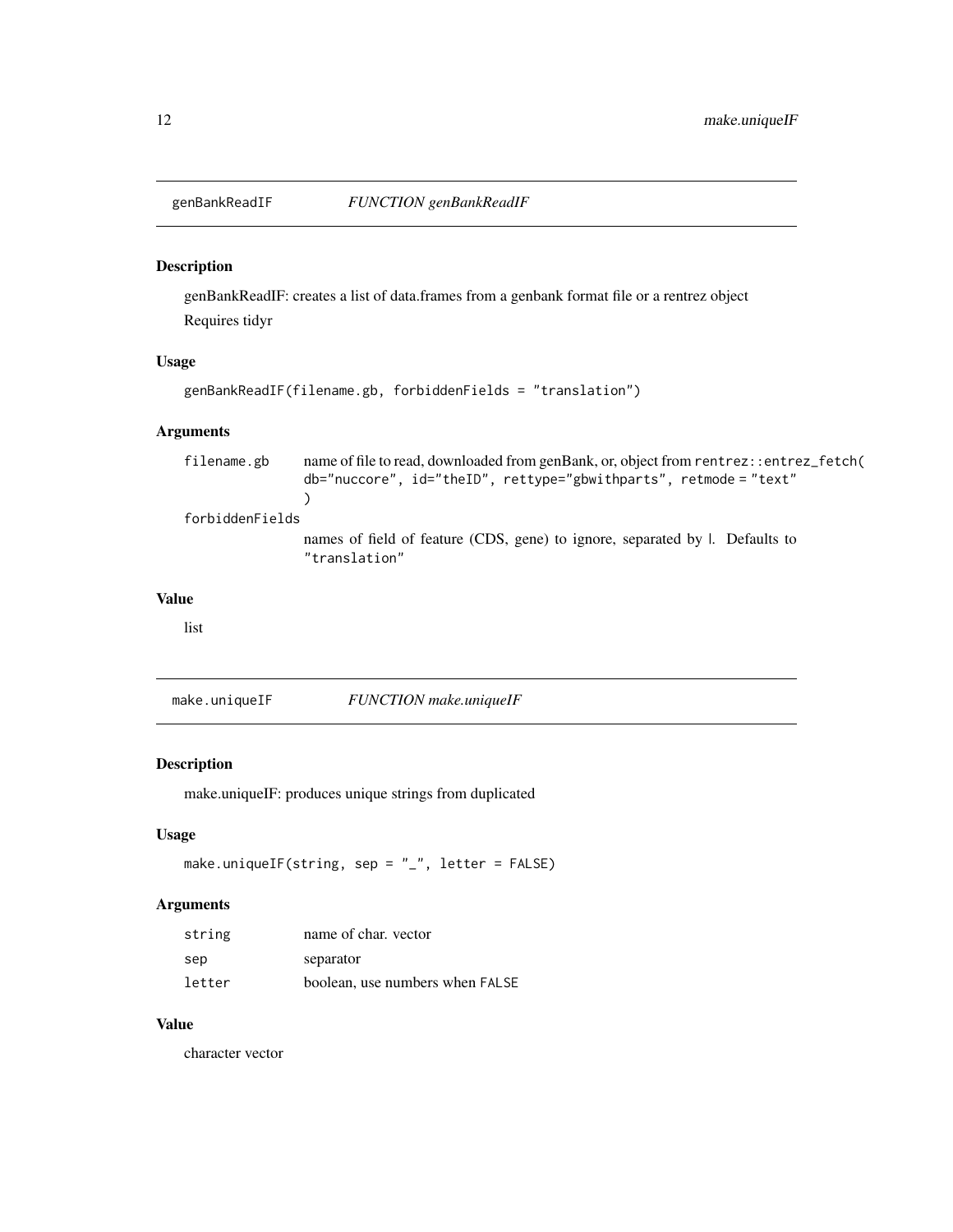## genBankReadIF — *FUNCTION genBankReadIF*

### Description

genBankReadIF: creates a list of data.frames from a genbank format file or a rentrez object

Requires tidyr

### Usage

```
genBankReadIF(filename.gb, forbiddenFields = "translation")
```

### Arguments

| | |
|---|---|
| filename.gb | name of file to read, downloaded from genBank, or, object from `rentrez::entrez_fetch( db="nuccore", id="theID", rettype="gbwithparts", retmode = "text" )` |
| forbiddenFields | names of field of feature (CDS, gene) to ignore, separated by \|. Defaults to "translation" |

### Value

list

## make.uniqueIF — *FUNCTION make.uniqueIF*

### Description

make.uniqueIF: produces unique strings from duplicated

### Usage

```
make.uniqueIF(string, sep = "_", letter = FALSE)
```

### Arguments

| | |
|---|---|
| string | name of char. vector |
| sep | separator |
| letter | boolean, use numbers when `FALSE` |

### Value

character vector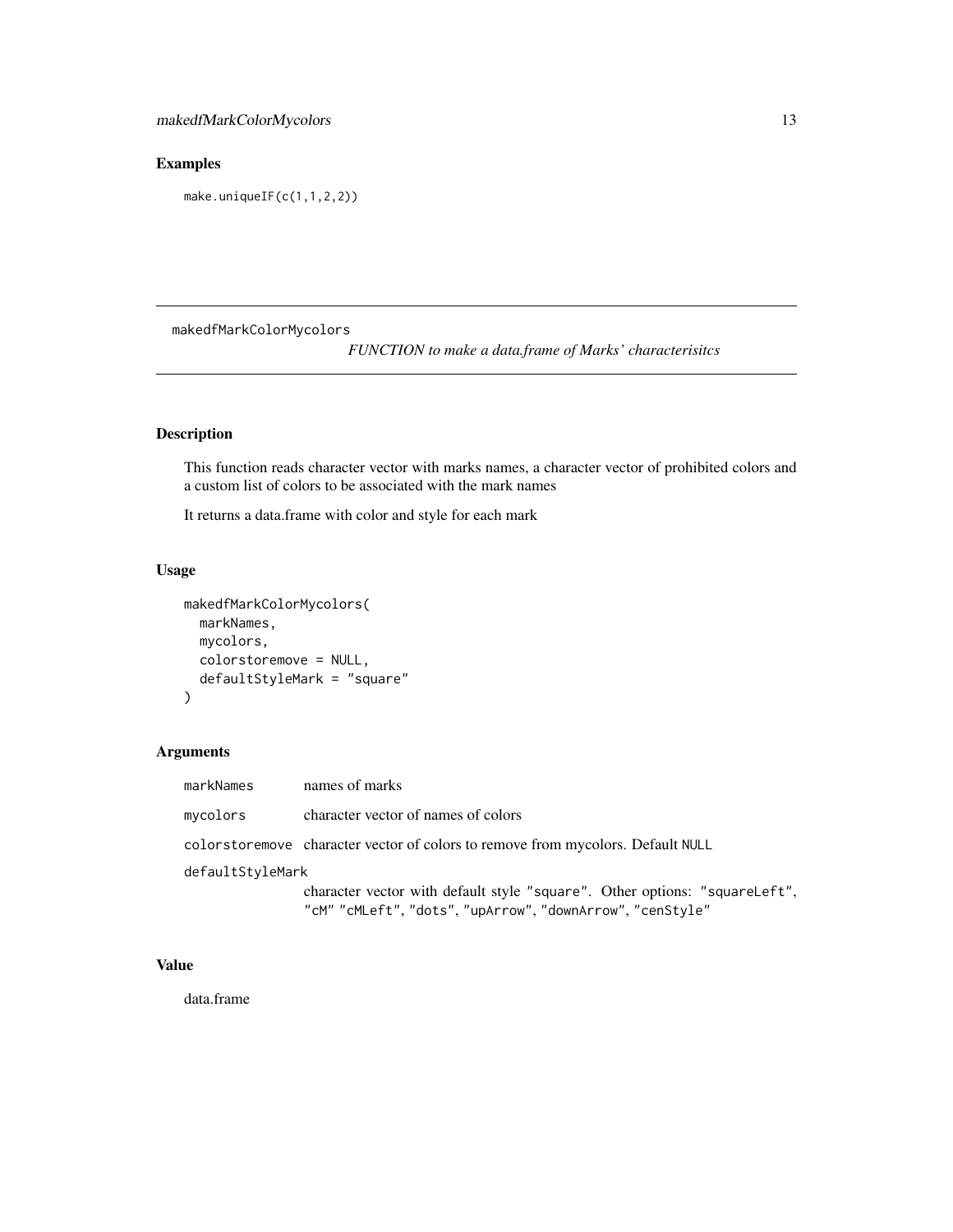## Examples

```
make.uniqueIF(c(1,1,2,2))
```

---

## makedfMarkColorMycolors

*FUNCTION to make a data.frame of Marks' characterisitcs*

---

### Description

This function reads character vector with marks names, a character vector of prohibited colors and a custom list of colors to be associated with the mark names

It returns a data.frame with color and style for each mark

### Usage

```
makedfMarkColorMycolors(
  markNames,
  mycolors,
  colorstoremove = NULL,
  defaultStyleMark = "square"
)
```

### Arguments

| | |
|---|---|
| markNames | names of marks |
| mycolors | character vector of names of colors |
| colorstoremove | character vector of colors to remove from mycolors. Default NULL |
| defaultStyleMark | character vector with default style "square". Other options: "squareLeft", "cM" "cMLeft", "dots", "upArrow", "downArrow", "cenStyle" |

### Value

data.frame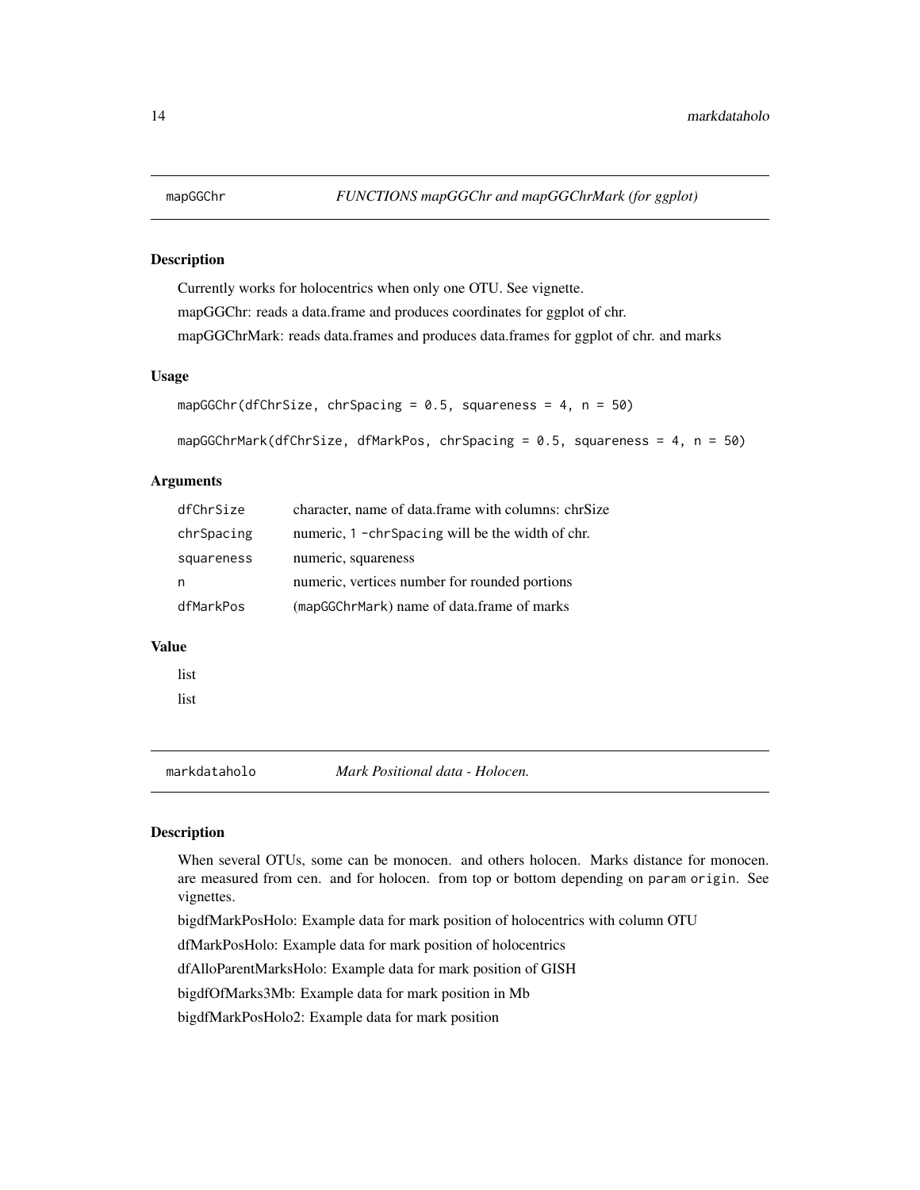## mapGGChr — *FUNCTIONS mapGGChr and mapGGChrMark (for ggplot)*

### Description

Currently works for holocentrics when only one OTU. See vignette.

mapGGChr: reads a data.frame and produces coordinates for ggplot of chr.

mapGGChrMark: reads data.frames and produces data.frames for ggplot of chr. and marks

### Usage

```
mapGGChr(dfChrSize, chrSpacing = 0.5, squareness = 4, n = 50)

mapGGChrMark(dfChrSize, dfMarkPos, chrSpacing = 0.5, squareness = 4, n = 50)
```

### Arguments

| | |
|---|---|
| dfChrSize | character, name of data.frame with columns: chrSize |
| chrSpacing | numeric, 1 -chrSpacing will be the width of chr. |
| squareness | numeric, squareness |
| n | numeric, vertices number for rounded portions |
| dfMarkPos | (mapGGChrMark) name of data.frame of marks |

### Value

list

list

## markdataholo — *Mark Positional data - Holocen.*

### Description

When several OTUs, some can be monocen. and others holocen. Marks distance for monocen. are measured from cen. and for holocen. from top or bottom depending on param origin. See vignettes.

bigdfMarkPosHolo: Example data for mark position of holocentrics with column OTU

dfMarkPosHolo: Example data for mark position of holocentrics

dfAlloParentMarksHolo: Example data for mark position of GISH

bigdfOfMarks3Mb: Example data for mark position in Mb

bigdfMarkPosHolo2: Example data for mark position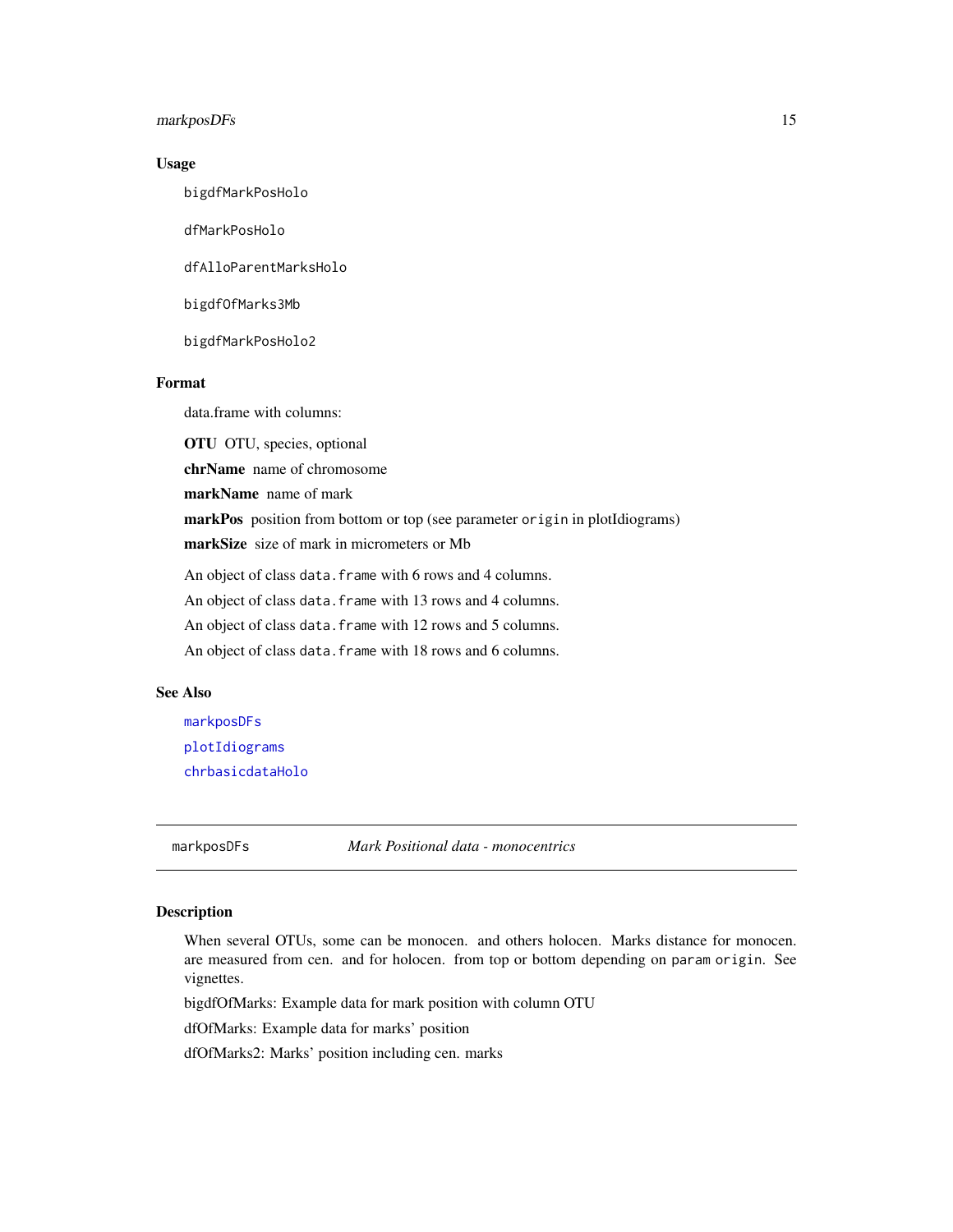## Usage

```
bigdfMarkPosHolo

dfMarkPosHolo

dfAlloParentMarksHolo

bigdfOfMarks3Mb

bigdfMarkPosHolo2
```

## Format

data.frame with columns:

**OTU** OTU, species, optional

**chrName** name of chromosome

**markName** name of mark

**markPos** position from bottom or top (see parameter `origin` in plotIdiograms)

**markSize** size of mark in micrometers or Mb

An object of class `data.frame` with 6 rows and 4 columns.

An object of class `data.frame` with 13 rows and 4 columns.

An object of class `data.frame` with 12 rows and 5 columns.

An object of class `data.frame` with 18 rows and 6 columns.

## See Also

`markposDFs`

`plotIdiograms`

`chrbasicdataHolo`

---

`markposDFs` *Mark Positional data - monocentrics*

---

## Description

When several OTUs, some can be monocen. and others holocen. Marks distance for monocen. are measured from cen. and for holocen. from top or bottom depending on `param origin`. See vignettes.

bigdfOfMarks: Example data for mark position with column OTU

dfOfMarks: Example data for marks' position

dfOfMarks2: Marks' position including cen. marks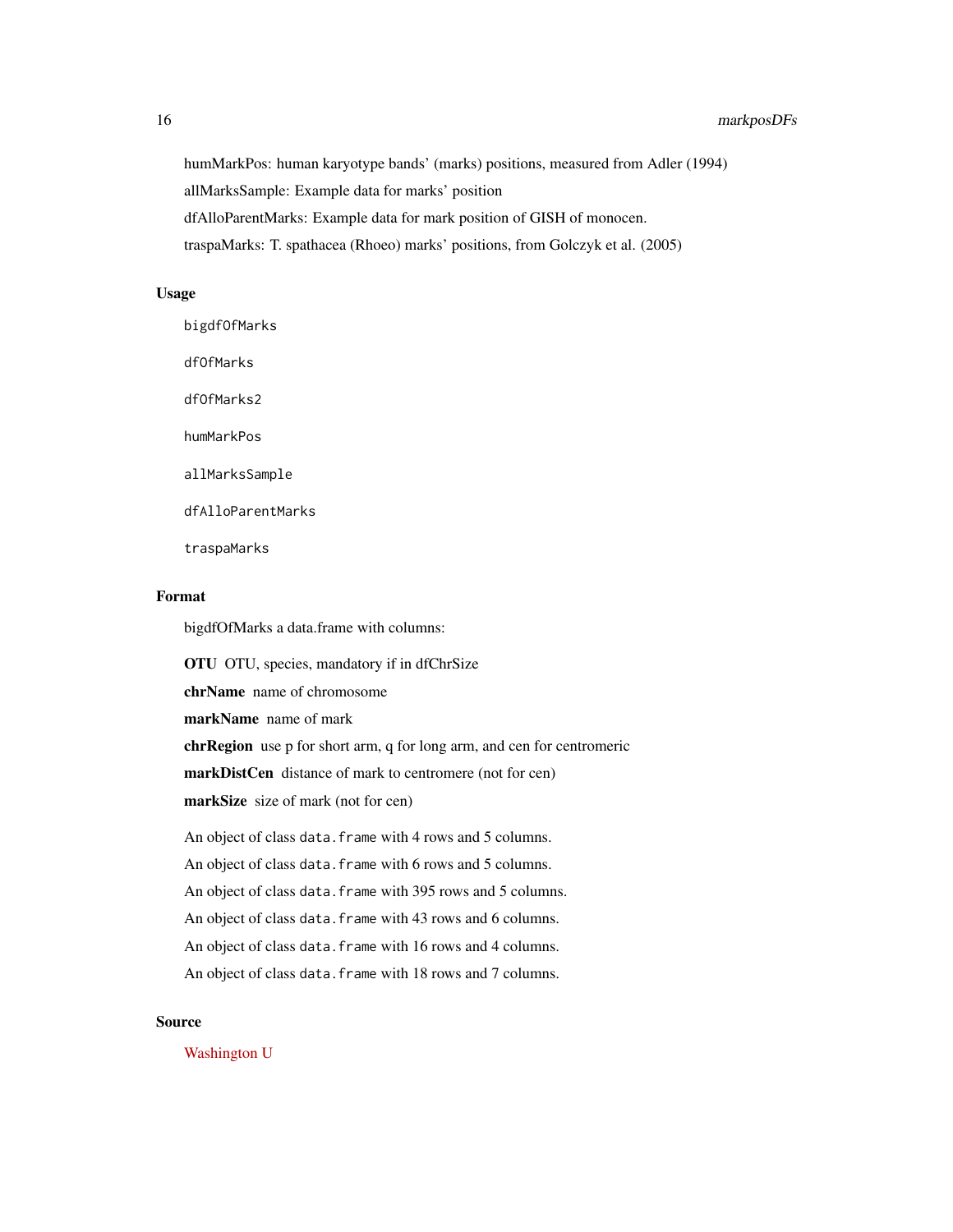humMarkPos: human karyotype bands' (marks) positions, measured from Adler (1994)

allMarksSample: Example data for marks' position

dfAlloParentMarks: Example data for mark position of GISH of monocen.

traspaMarks: T. spathacea (Rhoeo) marks' positions, from Golczyk et al. (2005)

## Usage

```
bigdfOfMarks

dfOfMarks

dfOfMarks2

humMarkPos

allMarksSample

dfAlloParentMarks

traspaMarks
```

## Format

bigdfOfMarks a data.frame with columns:

**OTU** OTU, species, mandatory if in dfChrSize

**chrName** name of chromosome

**markName** name of mark

**chrRegion** use p for short arm, q for long arm, and cen for centromeric

**markDistCen** distance of mark to centromere (not for cen)

**markSize** size of mark (not for cen)

An object of class `data.frame` with 4 rows and 5 columns.

An object of class `data.frame` with 6 rows and 5 columns.

An object of class `data.frame` with 395 rows and 5 columns.

An object of class `data.frame` with 43 rows and 6 columns.

An object of class `data.frame` with 16 rows and 4 columns.

An object of class `data.frame` with 18 rows and 7 columns.

## Source

Washington U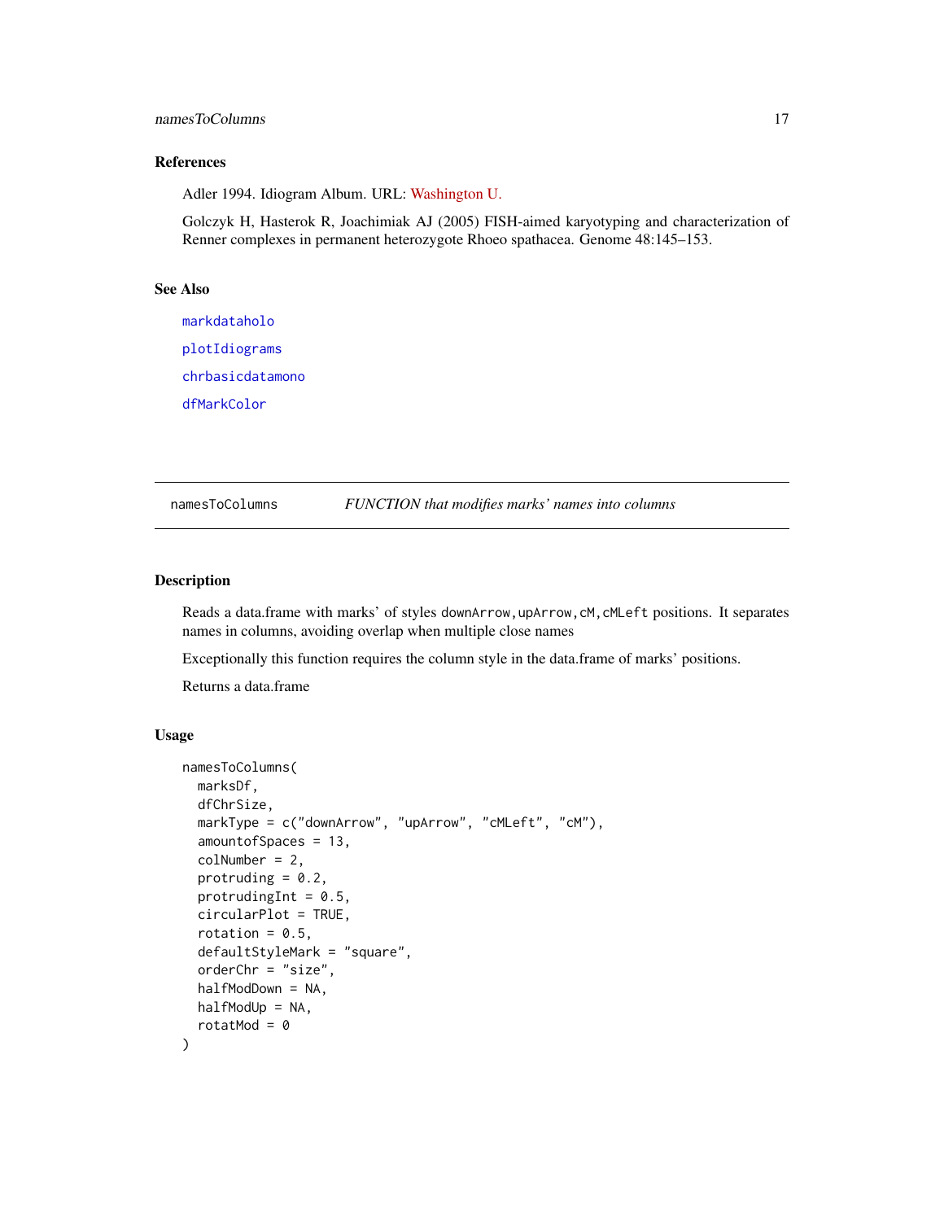## References

Adler 1994. Idiogram Album. URL: Washington U.

Golczyk H, Hasterok R, Joachimiak AJ (2005) FISH-aimed karyotyping and characterization of Renner complexes in permanent heterozygote Rhoeo spathacea. Genome 48:145–153.

## See Also

markdataholo

plotIdiograms

chrbasicdatamono

dfMarkColor

---

# namesToColumns — *FUNCTION that modifies marks' names into columns*

## Description

Reads a data.frame with marks' of styles `downArrow,upArrow,cM,cMLeft` positions. It separates names in columns, avoiding overlap when multiple close names

Exceptionally this function requires the column style in the data.frame of marks' positions.

Returns a data.frame

## Usage

```
namesToColumns(
  marksDf,
  dfChrSize,
  markType = c("downArrow", "upArrow", "cMLeft", "cM"),
  amountofSpaces = 13,
  colNumber = 2,
  protruding = 0.2,
  protrudingInt = 0.5,
  circularPlot = TRUE,
  rotation = 0.5,
  defaultStyleMark = "square",
  orderChr = "size",
  halfModDown = NA,
  halfModUp = NA,
  rotatMod = 0
)
```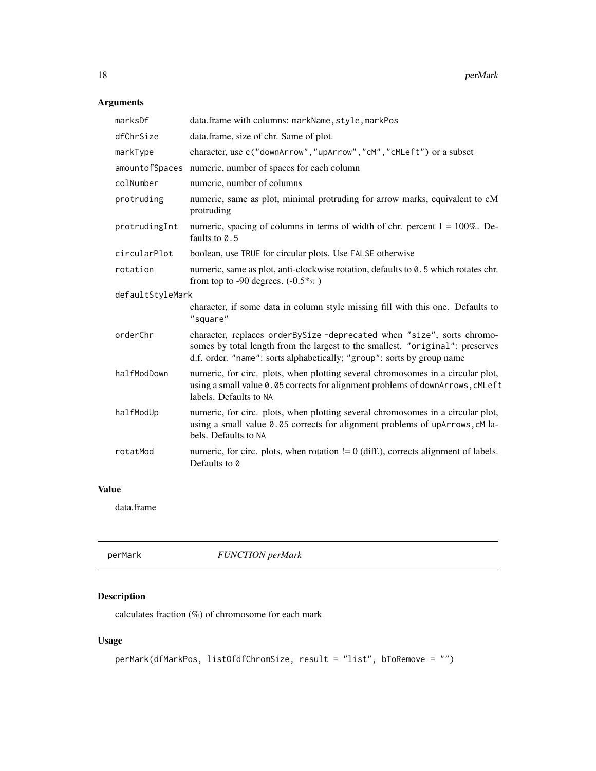## Arguments

| | |
|---|---|
| `marksDf` | data.frame with columns: `markName,style,markPos` |
| `dfChrSize` | data.frame, size of chr. Same of plot. |
| `markType` | character, use `c("downArrow","upArrow","cM","cMLeft")` or a subset |
| `amountofSpaces` | numeric, number of spaces for each column |
| `colNumber` | numeric, number of columns |
| `protruding` | numeric, same as plot, minimal protruding for arrow marks, equivalent to cM protruding |
| `protrudingInt` | numeric, spacing of columns in terms of width of chr. percent 1 = 100%. Defaults to `0.5` |
| `circularPlot` | boolean, use `TRUE` for circular plots. Use `FALSE` otherwise |
| `rotation` | numeric, same as plot, anti-clockwise rotation, defaults to `0.5` which rotates chr. from top to -90 degrees. ($-0.5*\pi$) |
| `defaultStyleMark` | character, if some data in column style missing fill with this one. Defaults to `"square"` |
| `orderChr` | character, replaces `orderBySize` -deprecated when `"size"`, sorts chromosomes by total length from the largest to the smallest. `"original"`: preserves d.f. order. `"name"`: sorts alphabetically; `"group"`: sorts by group name |
| `halfModDown` | numeric, for circ. plots, when plotting several chromosomes in a circular plot, using a small value `0.05` corrects for alignment problems of `downArrows,cMLeft` labels. Defaults to `NA` |
| `halfModUp` | numeric, for circ. plots, when plotting several chromosomes in a circular plot, using a small value `0.05` corrects for alignment problems of `upArrows,cM` labels. Defaults to `NA` |
| `rotatMod` | numeric, for circ. plots, when rotation != 0 (diff.), corrects alignment of labels. Defaults to `0` |

## Value

data.frame

---

# perMark *FUNCTION perMark*

## Description

calculates fraction (%) of chromosome for each mark

## Usage

```
perMark(dfMarkPos, listOfdfChromSize, result = "list", bToRemove = "")
```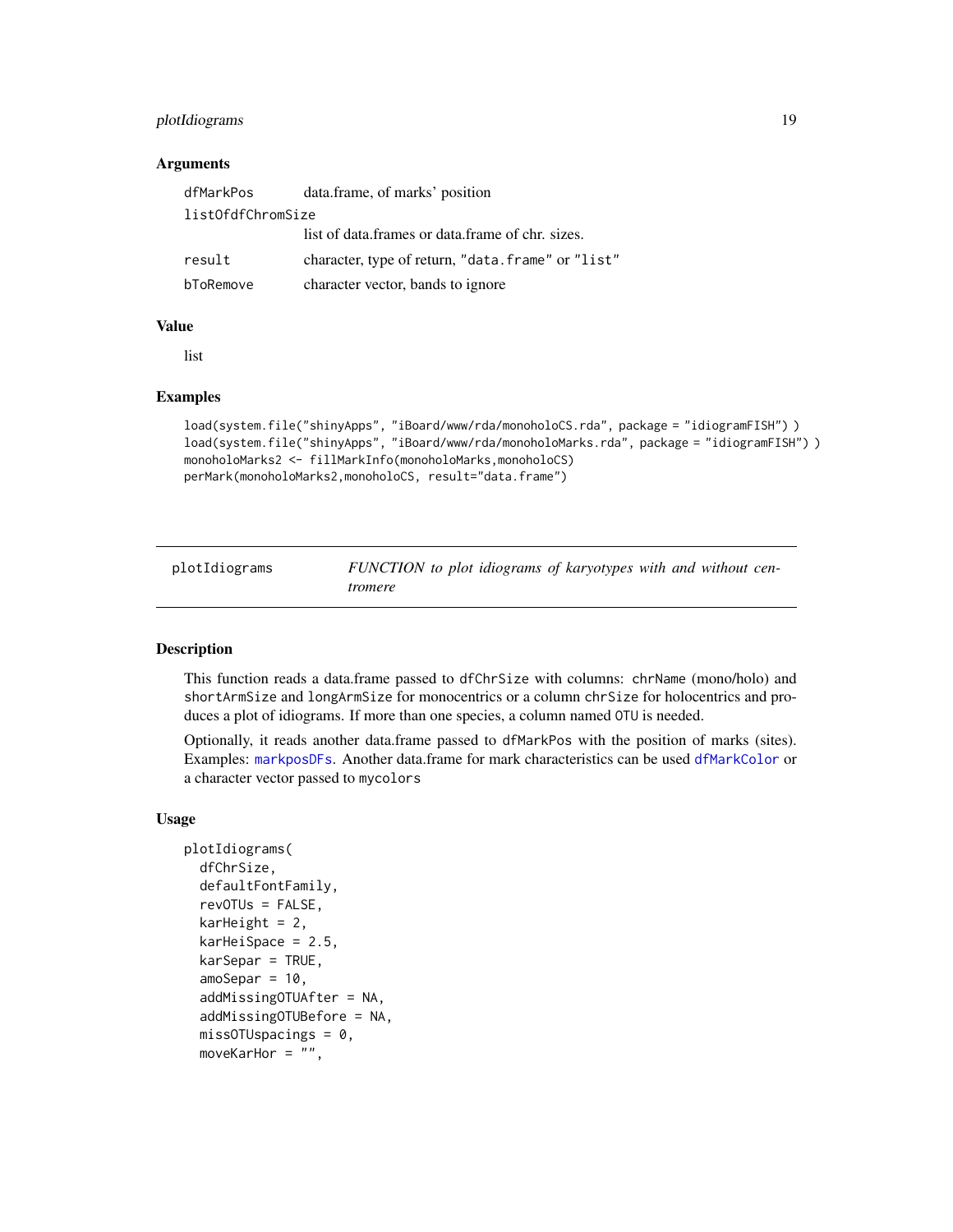### Arguments

| | |
|---|---|
| `dfMarkPos` | data.frame, of marks' position |
| `listOfdfChromSize` | list of data.frames or data.frame of chr. sizes. |
| `result` | character, type of return, `"data.frame"` or `"list"` |
| `bToRemove` | character vector, bands to ignore |

### Value

list

### Examples

```
load(system.file("shinyApps", "iBoard/www/rda/monoholoCS.rda", package = "idiogramFISH") )
load(system.file("shinyApps", "iBoard/www/rda/monoholoMarks.rda", package = "idiogramFISH") )
monoholoMarks2 <- fillMarkInfo(monoholoMarks,monoholoCS)
perMark(monoholoMarks2,monoholoCS, result="data.frame")
```

---

## plotIdiograms — *FUNCTION to plot idiograms of karyotypes with and without centromere*

---

### Description

This function reads a data.frame passed to `dfChrSize` with columns: `chrName` (mono/holo) and `shortArmSize` and `longArmSize` for monocentrics or a column `chrSize` for holocentrics and produces a plot of idiograms. If more than one species, a column named `OTU` is needed.

Optionally, it reads another data.frame passed to `dfMarkPos` with the position of marks (sites). Examples: `markposDFs`. Another data.frame for mark characteristics can be used `dfMarkColor` or a character vector passed to `mycolors`

### Usage

```
plotIdiograms(
  dfChrSize,
  defaultFontFamily,
  revOTUs = FALSE,
  karHeight = 2,
  karHeiSpace = 2.5,
  karSepar = TRUE,
  amoSepar = 10,
  addMissingOTUAfter = NA,
  addMissingOTUBefore = NA,
  missOTUspacings = 0,
  moveKarHor = "",
```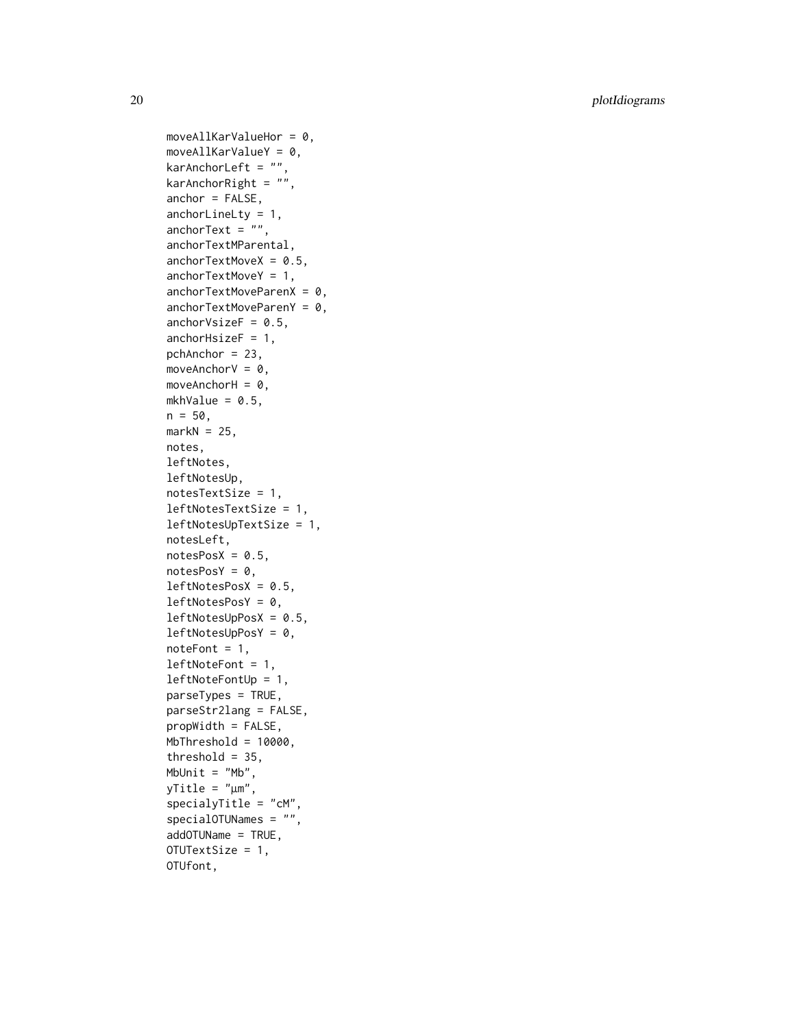```
moveAllKarValueHor = 0,
moveAllKarValueY = 0,
karAnchorLeft = "",
karAnchorRight = "",
anchor = FALSE,
anchorLineLty = 1,
anchorText = "",
anchorTextMParental,
anchorTextMoveX = 0.5,
anchorTextMoveY = 1,
anchorTextMoveParenX = 0,
anchorTextMoveParenY = 0,
anchorVsizeF = 0.5,
anchorHsizeF = 1,
pchAnchor = 23,
moveAnchorV = 0,
moveAnchorH = 0,
mkhValue = 0.5,
n = 50,
markN = 25,
notes,
leftNotes,
leftNotesUp,
notesTextSize = 1,
leftNotesTextSize = 1,
leftNotesUpTextSize = 1,
notesLeft,
notesPosX = 0.5,
notesPosY = 0,
leftNotesPosX = 0.5,
leftNotesPosY = 0,
leftNotesUpPosX = 0.5,
leftNotesUpPosY = 0,
noteFont = 1,
leftNoteFont = 1,
leftNoteFontUp = 1,
parseTypes = TRUE,
parseStr2lang = FALSE,
propWidth = FALSE,
MbThreshold = 10000,
threshold = 35,
MbUnit = "Mb",
yTitle = "µm",
specialyTitle = "cM",
specialOTUNames = "",
addOTUName = TRUE,
OTUTextSize = 1,
OTUfont,
```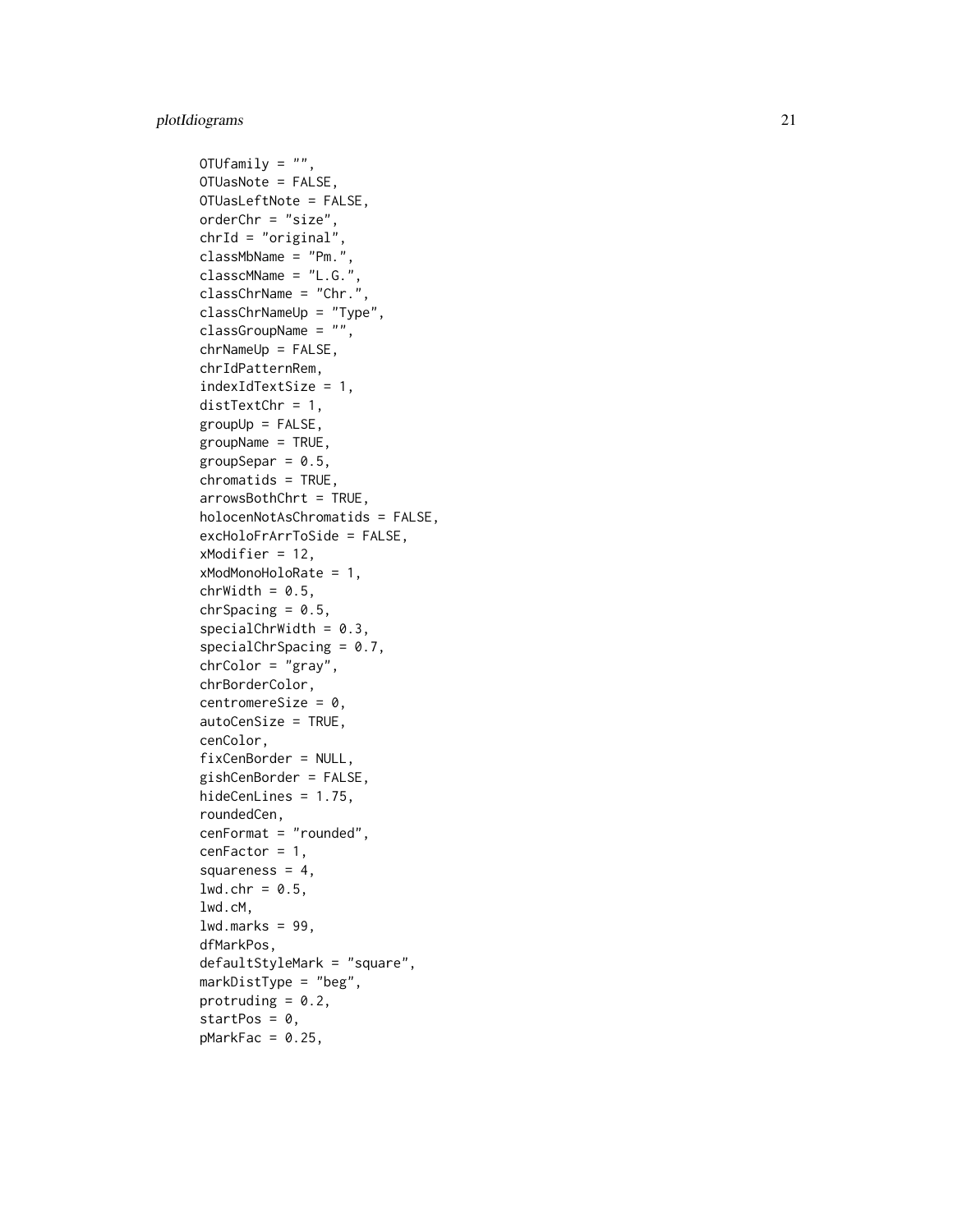```
OTUfamily = "",
OTUasNote = FALSE,
OTUasLeftNote = FALSE,
orderChr = "size",
chrId = "original",
classMbName = "Pm.",
classcMName = "L.G.",
classChrName = "Chr.",
classChrNameUp = "Type",
classGroupName = "",
chrNameUp = FALSE,
chrIdPatternRem,
indexIdTextSize = 1,
distTextChr = 1,
groupUp = FALSE,
groupName = TRUE,
groupSepar = 0.5,
chromatids = TRUE,
arrowsBothChrt = TRUE,
holocenNotAsChromatids = FALSE,
excHoloFrArrToSide = FALSE,
xModifier = 12,
xModMonoHoloRate = 1,
chrWidth = 0.5,
chrSpacing = 0.5,
specialChrWidth = 0.3,
specialChrSpacing = 0.7,
chrColor = "gray",
chrBorderColor,
centromereSize = 0,
autoCenSize = TRUE,
cenColor,
fixCenBorder = NULL,
gishCenBorder = FALSE,
hideCenLines = 1.75,
roundedCen,
cenFormat = "rounded",
cenFactor = 1,
squareness = 4,
lwd.chr = 0.5,
lwd.cM,
lwd.marks = 99,
dfMarkPos,
defaultStyleMark = "square",
markDistType = "beg",
protruding = 0.2,
startPos = 0,
pMarkFac = 0.25,
```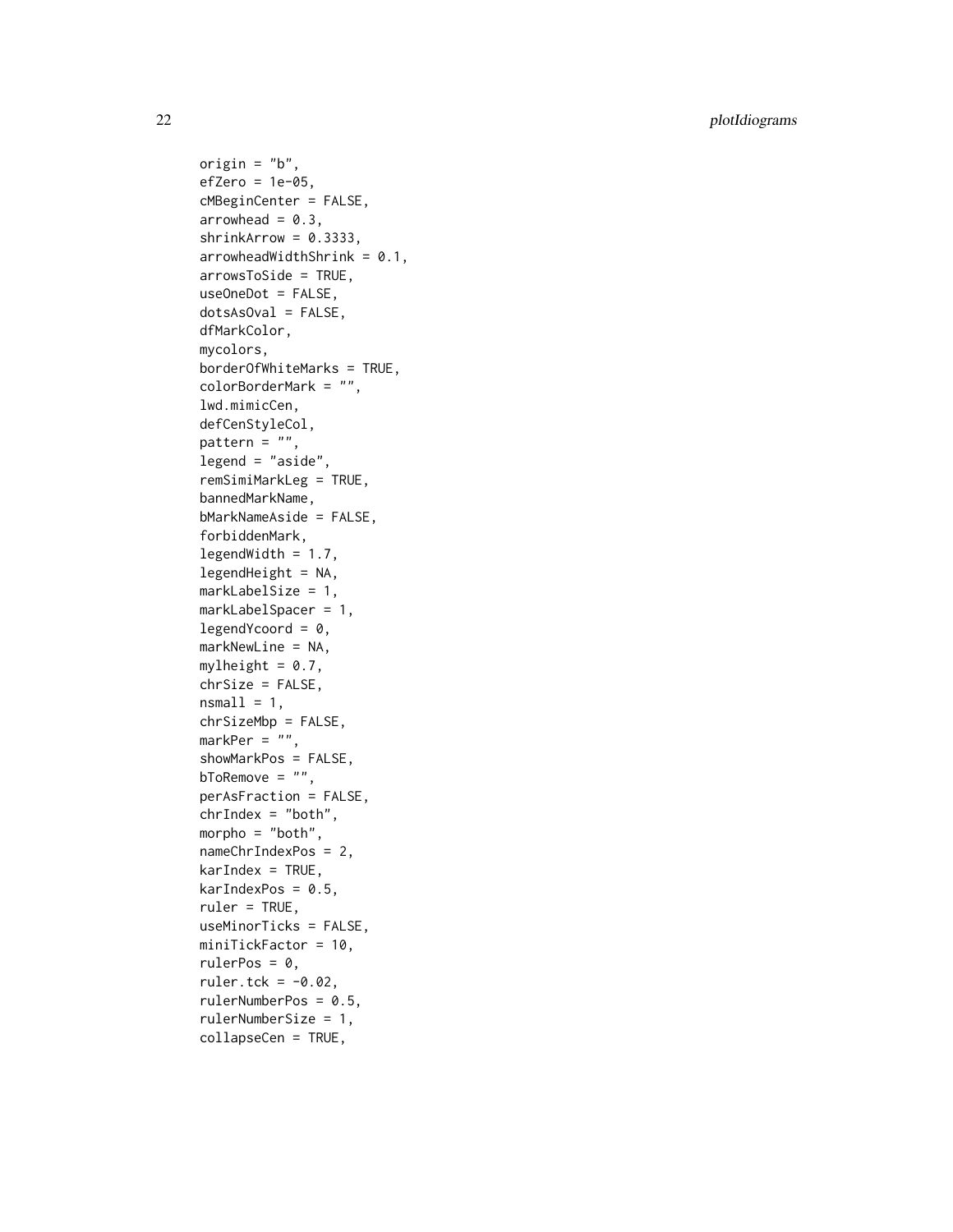```
origin = "b",
efZero = 1e-05,
cMBeginCenter = FALSE,
arrowhead = 0.3,
shrinkArrow = 0.3333,
arrowheadWidthShrink = 0.1,
arrowsToSide = TRUE,
useOneDot = FALSE,
dotsAsOval = FALSE,
dfMarkColor,
mycolors,
borderOfWhiteMarks = TRUE,
colorBorderMark = "",
lwd.mimicCen,
defCenStyleCol,
pattern = "",
legend = "aside",
remSimiMarkLeg = TRUE,
bannedMarkName,
bMarkNameAside = FALSE,
forbiddenMark,
legendWidth = 1.7,
legendHeight = NA,
markLabelSize = 1,
markLabelSpacer = 1,
legendYcoord = 0,
markNewLine = NA,
mylheight = 0.7,
chrSize = FALSE,
nsmall = 1,
chrSizeMbp = FALSE,
markPer = "",
showMarkPos = FALSE,
bToRemove = "",
perAsFraction = FALSE,
chrIndex = "both",
morpho = "both",
nameChrIndexPos = 2,
karIndex = TRUE,
karIndexPos = 0.5,
ruler = TRUE,
useMinorTicks = FALSE,
miniTickFactor = 10,
rulerPos = 0,
ruler.tck = -0.02,
rulerNumberPos = 0.5,
rulerNumberSize = 1,
collapseCen = TRUE,
```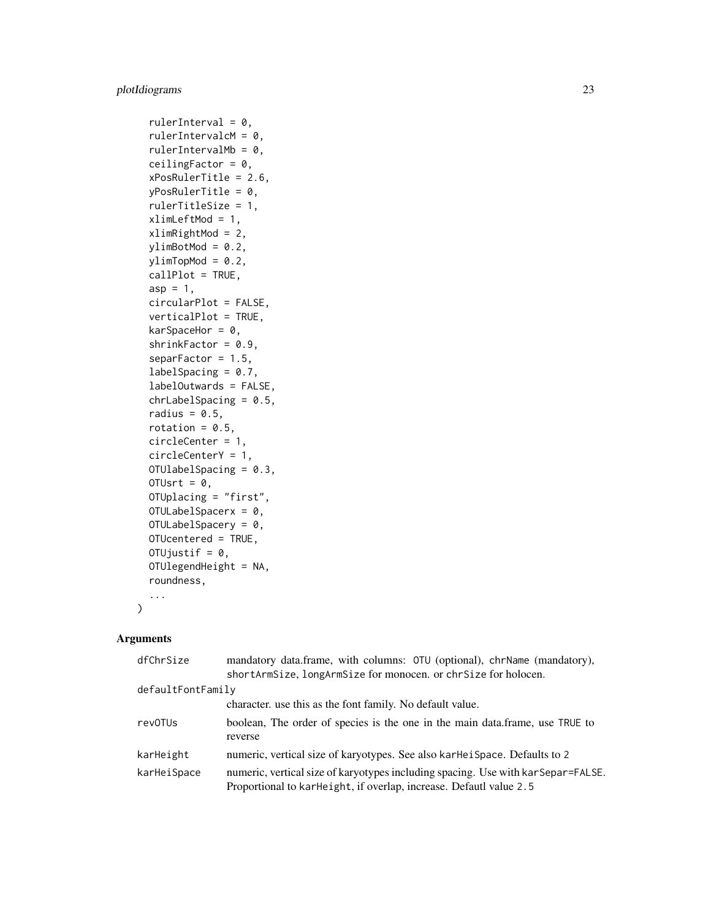```
  rulerInterval = 0,
  rulerIntervalcM = 0,
  rulerIntervalMb = 0,
  ceilingFactor = 0,
  xPosRulerTitle = 2.6,
  yPosRulerTitle = 0,
  rulerTitleSize = 1,
  xlimLeftMod = 1,
  xlimRightMod = 2,
  ylimBotMod = 0.2,
  ylimTopMod = 0.2,
  callPlot = TRUE,
  asp = 1,
  circularPlot = FALSE,
  verticalPlot = TRUE,
  karSpaceHor = 0,
  shrinkFactor = 0.9,
  separFactor = 1.5,
  labelSpacing = 0.7,
  labelOutwards = FALSE,
  chrLabelSpacing = 0.5,
  radius = 0.5,
  rotation = 0.5,
  circleCenter = 1,
  circleCenterY = 1,
  OTUlabelSpacing = 0.3,
  OTUsrt = 0,
  OTUplacing = "first",
  OTULabelSpacerx = 0,
  OTULabelSpacery = 0,
  OTUcentered = TRUE,
  OTUjustif = 0,
  OTUlegendHeight = NA,
  roundness,
  ...
)
```

## Arguments

| | |
|---|---|
| dfChrSize | mandatory data.frame, with columns: OTU (optional), chrName (mandatory), shortArmSize, longArmSize for monocen. or chrSize for holocen. |
| defaultFontFamily | character. use this as the font family. No default value. |
| revOTUs | boolean, The order of species is the one in the main data.frame, use TRUE to reverse |
| karHeight | numeric, vertical size of karyotypes. See also karHeiSpace. Defaults to 2 |
| karHeiSpace | numeric, vertical size of karyotypes including spacing. Use with karSepar=FALSE. Proportional to karHeight, if overlap, increase. Defautl value 2.5 |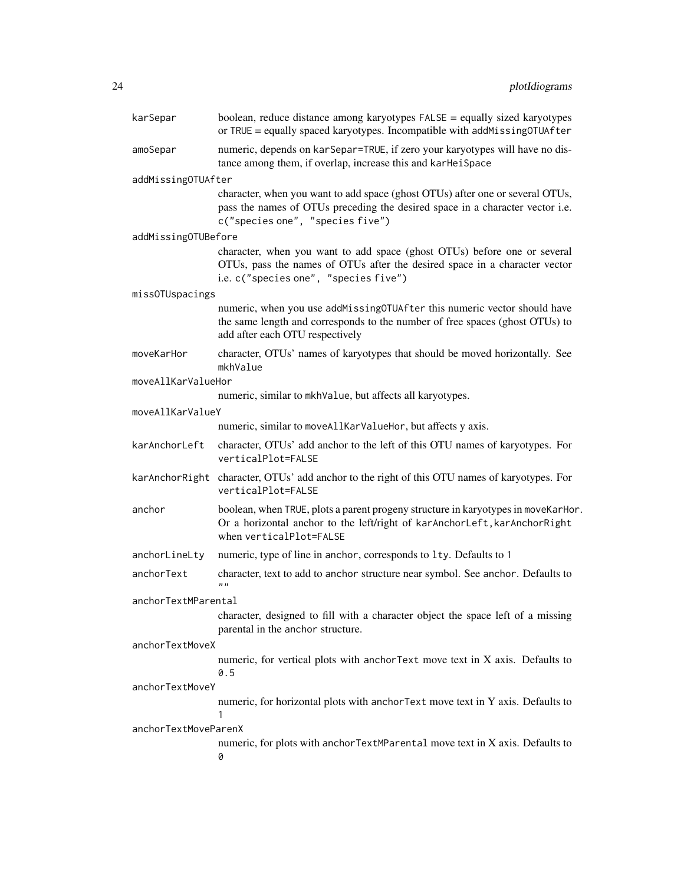`karSepar`
: boolean, reduce distance among karyotypes `FALSE` = equally sized karyotypes or `TRUE` = equally spaced karyotypes. Incompatible with `addMissingOTUAfter`

`amoSepar`
: numeric, depends on `karSepar=TRUE`, if zero your karyotypes will have no distance among them, if overlap, increase this and `karHeiSpace`

`addMissingOTUAfter`
: character, when you want to add space (ghost OTUs) after one or several OTUs, pass the names of OTUs preceding the desired space in a character vector i.e. `c("species one", "species five")`

`addMissingOTUBefore`
: character, when you want to add space (ghost OTUs) before one or several OTUs, pass the names of OTUs after the desired space in a character vector i.e. `c("species one", "species five")`

`missOTUspacings`
: numeric, when you use `addMissingOTUAfter` this numeric vector should have the same length and corresponds to the number of free spaces (ghost OTUs) to add after each OTU respectively

`moveKarHor`
: character, OTUs' names of karyotypes that should be moved horizontally. See `mkhValue`

`moveAllKarValueHor`
: numeric, similar to `mkhValue`, but affects all karyotypes.

`moveAllKarValueY`
: numeric, similar to `moveAllKarValueHor`, but affects y axis.

`karAnchorLeft`
: character, OTUs' add anchor to the left of this OTU names of karyotypes. For `verticalPlot=FALSE`

`karAnchorRight`
: character, OTUs' add anchor to the right of this OTU names of karyotypes. For `verticalPlot=FALSE`

`anchor`
: boolean, when `TRUE`, plots a parent progeny structure in karyotypes in `moveKarHor`. Or a horizontal anchor to the left/right of `karAnchorLeft,karAnchorRight` when `verticalPlot=FALSE`

`anchorLineLty`
: numeric, type of line in `anchor`, corresponds to `lty`. Defaults to `1`

`anchorText`
: character, text to add to `anchor` structure near symbol. See `anchor`. Defaults to `""`

`anchorTextMParental`
: character, designed to fill with a character object the space left of a missing parental in the `anchor` structure.

`anchorTextMoveX`
: numeric, for vertical plots with `anchorText` move text in X axis. Defaults to `0.5`

`anchorTextMoveY`
: numeric, for horizontal plots with `anchorText` move text in Y axis. Defaults to `1`

`anchorTextMoveParenX`
: numeric, for plots with `anchorTextMParental` move text in X axis. Defaults to `0`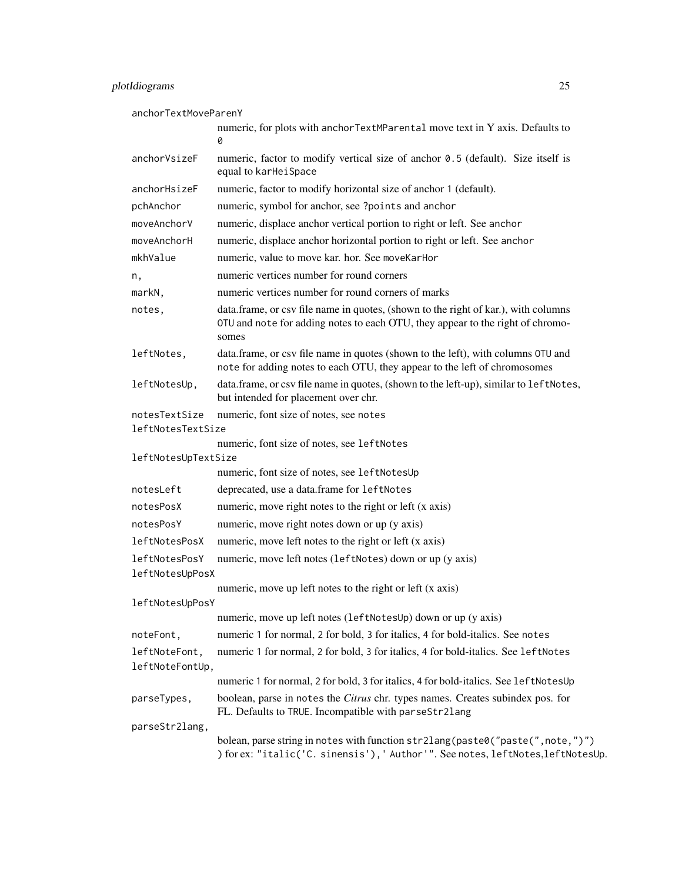anchorTextMoveParenY
: numeric, for plots with anchorTextMParental move text in Y axis. Defaults to 0

anchorVsizeF
: numeric, factor to modify vertical size of anchor 0.5 (default). Size itself is equal to karHeiSpace

anchorHsizeF
: numeric, factor to modify horizontal size of anchor 1 (default).

pchAnchor
: numeric, symbol for anchor, see ?points and anchor

moveAnchorV
: numeric, displace anchor vertical portion to right or left. See anchor

moveAnchorH
: numeric, displace anchor horizontal portion to right or left. See anchor

mkhValue
: numeric, value to move kar. hor. See moveKarHor

n,
: numeric vertices number for round corners

markN,
: numeric vertices number for round corners of marks

notes,
: data.frame, or csv file name in quotes, (shown to the right of kar.), with columns OTU and note for adding notes to each OTU, they appear to the right of chromosomes

leftNotes,
: data.frame, or csv file name in quotes (shown to the left), with columns OTU and note for adding notes to each OTU, they appear to the left of chromosomes

leftNotesUp,
: data.frame, or csv file name in quotes, (shown to the left-up), similar to leftNotes, but intended for placement over chr.

notesTextSize
: numeric, font size of notes, see notes

leftNotesTextSize
: numeric, font size of notes, see leftNotes

leftNotesUpTextSize
: numeric, font size of notes, see leftNotesUp

notesLeft
: deprecated, use a data.frame for leftNotes

notesPosX
: numeric, move right notes to the right or left (x axis)

notesPosY
: numeric, move right notes down or up (y axis)

leftNotesPosX
: numeric, move left notes to the right or left (x axis)

leftNotesPosY
: numeric, move left notes (leftNotes) down or up (y axis)

leftNotesUpPosX
: numeric, move up left notes to the right or left (x axis)

leftNotesUpPosY
: numeric, move up left notes (leftNotesUp) down or up (y axis)

noteFont,
: numeric 1 for normal, 2 for bold, 3 for italics, 4 for bold-italics. See notes

leftNoteFont,
: numeric 1 for normal, 2 for bold, 3 for italics, 4 for bold-italics. See leftNotes

leftNoteFontUp,
: numeric 1 for normal, 2 for bold, 3 for italics, 4 for bold-italics. See leftNotesUp

parseTypes,
: boolean, parse in notes the *Citrus* chr. types names. Creates subindex pos. for FL. Defaults to TRUE. Incompatible with parseStr2lang

parseStr2lang,
: bolean, parse string in notes with function str2lang(paste0("paste(",note,")") ) for ex: "italic('C. sinensis'),' Author'". See notes, leftNotes,leftNotesUp.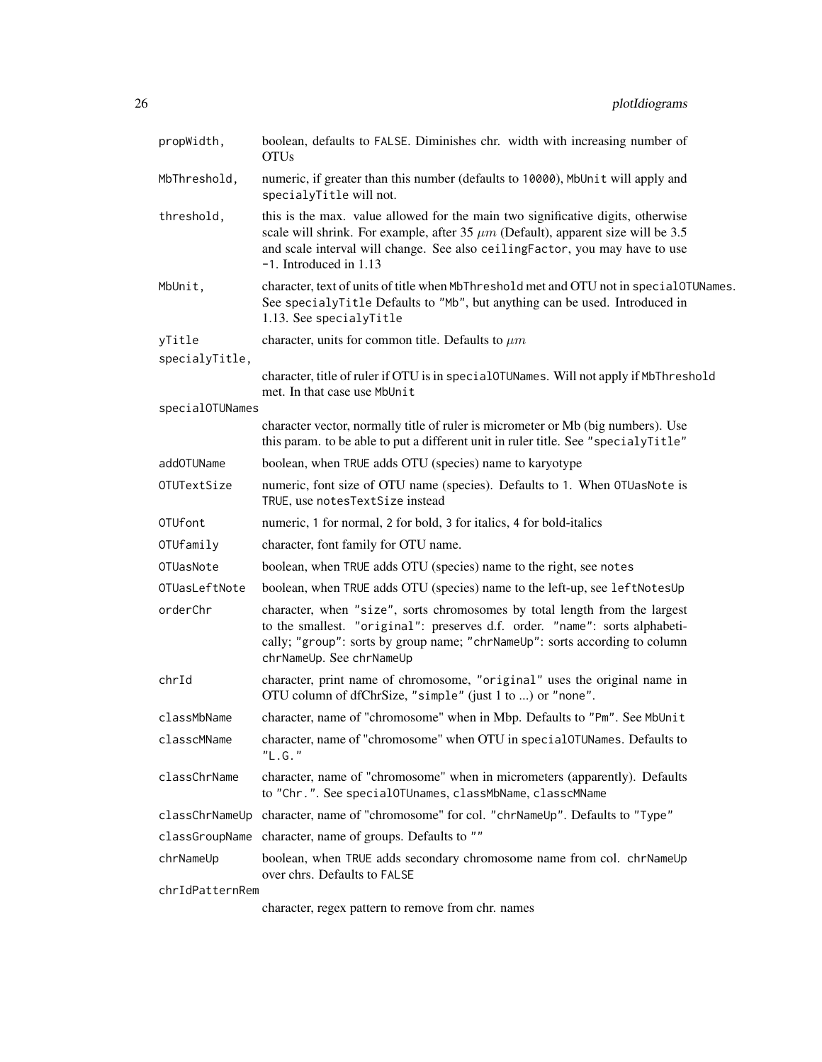| | |
|---|---|
| propWidth, | boolean, defaults to FALSE. Diminishes chr. width with increasing number of OTUs |
| MbThreshold, | numeric, if greater than this number (defaults to 10000), MbUnit will apply and specialyTitle will not. |
| threshold, | this is the max. value allowed for the main two significative digits, otherwise scale will shrink. For example, after 35 $\mu m$ (Default), apparent size will be 3.5 and scale interval will change. See also ceilingFactor, you may have to use -1. Introduced in 1.13 |
| MbUnit, | character, text of units of title when MbThreshold met and OTU not in specialOTUNames. See specialyTitle Defaults to "Mb", but anything can be used. Introduced in 1.13. See specialyTitle |
| yTitle | character, units for common title. Defaults to $\mu m$ |
| specialyTitle, | character, title of ruler if OTU is in specialOTUNames. Will not apply if MbThreshold met. In that case use MbUnit |
| specialOTUNames | character vector, normally title of ruler is micrometer or Mb (big numbers). Use this param. to be able to put a different unit in ruler title. See "specialyTitle" |
| addOTUName | boolean, when TRUE adds OTU (species) name to karyotype |
| OTUTextSize | numeric, font size of OTU name (species). Defaults to 1. When OTUasNote is TRUE, use notesTextSize instead |
| OTUfont | numeric, 1 for normal, 2 for bold, 3 for italics, 4 for bold-italics |
| OTUfamily | character, font family for OTU name. |
| OTUasNote | boolean, when TRUE adds OTU (species) name to the right, see notes |
| OTUasLeftNote | boolean, when TRUE adds OTU (species) name to the left-up, see leftNotesUp |
| orderChr | character, when "size", sorts chromosomes by total length from the largest to the smallest. "original": preserves d.f. order. "name": sorts alphabetically; "group": sorts by group name; "chrNameUp": sorts according to column chrNameUp. See chrNameUp |
| chrId | character, print name of chromosome, "original" uses the original name in OTU column of dfChrSize, "simple" (just 1 to ...) or "none". |
| classMbName | character, name of "chromosome" when in Mbp. Defaults to "Pm". See MbUnit |
| classcMName | character, name of "chromosome" when OTU in specialOTUNames. Defaults to "L.G." |
| classChrName | character, name of "chromosome" when in micrometers (apparently). Defaults to "Chr.". See specialOTUnames, classMbName, classcMName |
| classChrNameUp | character, name of "chromosome" for col. "chrNameUp". Defaults to "Type" |
| classGroupName | character, name of groups. Defaults to "" |
| chrNameUp | boolean, when TRUE adds secondary chromosome name from col. chrNameUp over chrs. Defaults to FALSE |
| chrIdPatternRem | character, regex pattern to remove from chr. names |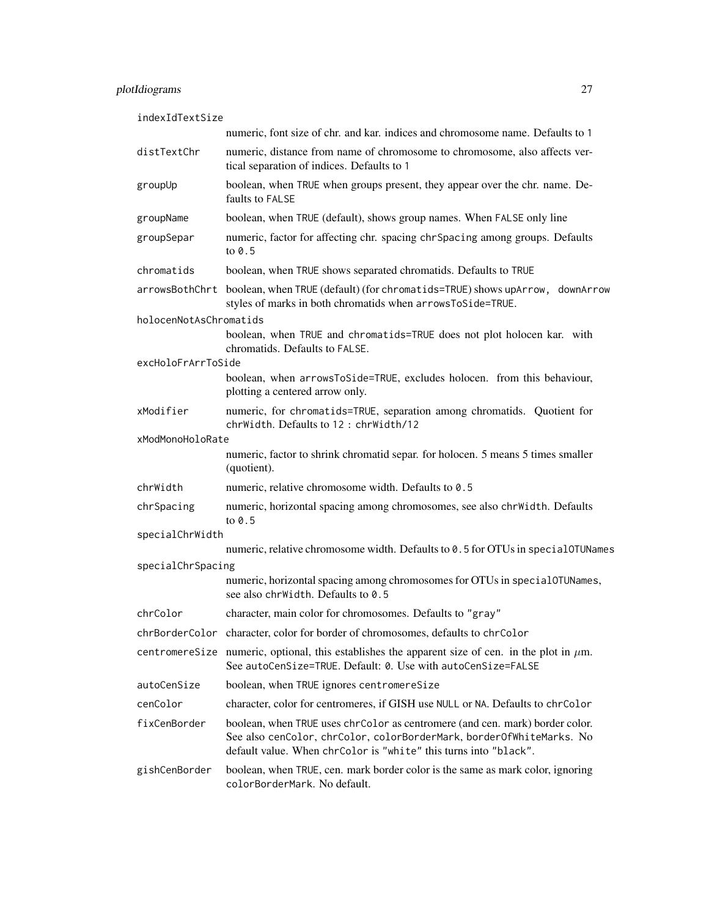| | |
|---|---|
| `indexIdTextSize` | numeric, font size of chr. and kar. indices and chromosome name. Defaults to `1` |
| `distTextChr` | numeric, distance from name of chromosome to chromosome, also affects vertical separation of indices. Defaults to `1` |
| `groupUp` | boolean, when `TRUE` when groups present, they appear over the chr. name. Defaults to `FALSE` |
| `groupName` | boolean, when `TRUE` (default), shows group names. When `FALSE` only line |
| `groupSepar` | numeric, factor for affecting chr. spacing `chrSpacing` among groups. Defaults to `0.5` |
| `chromatids` | boolean, when `TRUE` shows separated chromatids. Defaults to `TRUE` |
| `arrowsBothChrt` | boolean, when `TRUE` (default) (for `chromatids=TRUE`) shows `upArrow, downArrow` styles of marks in both chromatids when `arrowsToSide=TRUE`. |
| `holocenNotAsChromatids` | boolean, when `TRUE` and `chromatids=TRUE` does not plot holocen kar. with chromatids. Defaults to `FALSE`. |
| `excHoloFrArrToSide` | boolean, when `arrowsToSide=TRUE`, excludes holocen. from this behaviour, plotting a centered arrow only. |
| `xModifier` | numeric, for `chromatids=TRUE`, separation among chromatids. Quotient for `chrWidth`. Defaults to `12 : chrWidth/12` |
| `xModMonoHoloRate` | numeric, factor to shrink chromatid separ. for holocen. 5 means 5 times smaller (quotient). |
| `chrWidth` | numeric, relative chromosome width. Defaults to `0.5` |
| `chrSpacing` | numeric, horizontal spacing among chromosomes, see also `chrWidth`. Defaults to `0.5` |
| `specialChrWidth` | numeric, relative chromosome width. Defaults to `0.5` for OTUs in `specialOTUNames` |
| `specialChrSpacing` | numeric, horizontal spacing among chromosomes for OTUs in `specialOTUNames`, see also `chrWidth`. Defaults to `0.5` |
| `chrColor` | character, main color for chromosomes. Defaults to `"gray"` |
| `chrBorderColor` | character, color for border of chromosomes, defaults to `chrColor` |
| `centromereSize` | numeric, optional, this establishes the apparent size of cen. in the plot in $\mu$m. See `autoCenSize=TRUE`. Default: `0`. Use with `autoCenSize=FALSE` |
| `autoCenSize` | boolean, when `TRUE` ignores `centromereSize` |
| `cenColor` | character, color for centromeres, if GISH use `NULL` or `NA`. Defaults to `chrColor` |
| `fixCenBorder` | boolean, when `TRUE` uses `chrColor` as centromere (and cen. mark) border color. See also `cenColor`, `chrColor`, `colorBorderMark`, `borderOfWhiteMarks`. No default value. When `chrColor` is `"white"` this turns into `"black"`. |
| `gishCenBorder` | boolean, when `TRUE`, cen. mark border color is the same as mark color, ignoring `colorBorderMark`. No default. |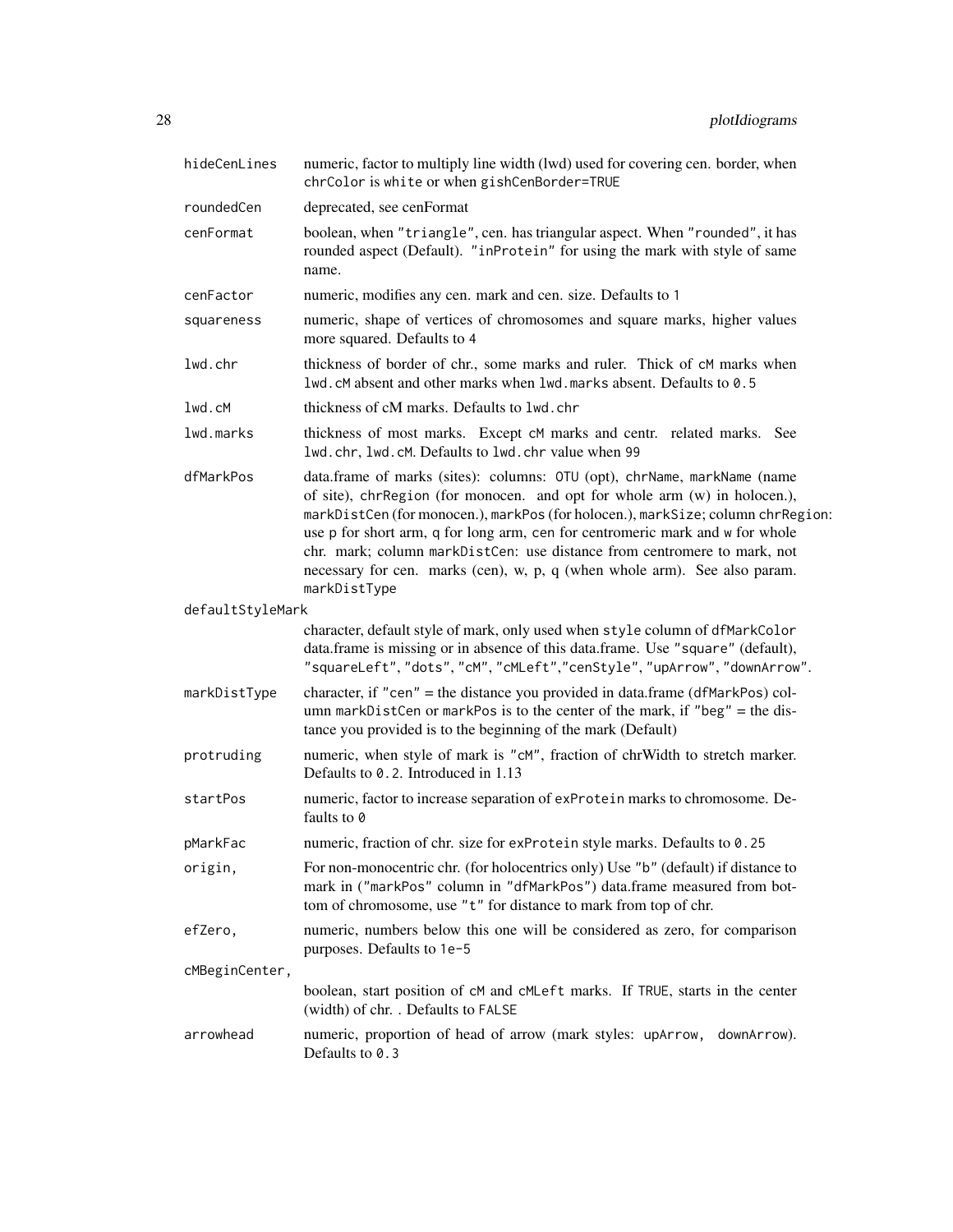| | |
|---|---|
| `hideCenLines` | numeric, factor to multiply line width (lwd) used for covering cen. border, when `chrColor` is `white` or when `gishCenBorder=TRUE` |
| `roundedCen` | deprecated, see cenFormat |
| `cenFormat` | boolean, when `"triangle"`, cen. has triangular aspect. When `"rounded"`, it has rounded aspect (Default). `"inProtein"` for using the mark with style of same name. |
| `cenFactor` | numeric, modifies any cen. mark and cen. size. Defaults to `1` |
| `squareness` | numeric, shape of vertices of chromosomes and square marks, higher values more squared. Defaults to `4` |
| `lwd.chr` | thickness of border of chr., some marks and ruler. Thick of `cM` marks when `lwd.cM` absent and other marks when `lwd.marks` absent. Defaults to `0.5` |
| `lwd.cM` | thickness of cM marks. Defaults to `lwd.chr` |
| `lwd.marks` | thickness of most marks. Except `cM` marks and centr. related marks. See `lwd.chr`, `lwd.cM`. Defaults to `lwd.chr` value when `99` |
| `dfMarkPos` | data.frame of marks (sites): columns: `OTU` (opt), `chrName`, `markName` (name of site), `chrRegion` (for monocen. and opt for whole arm (w) in holocen.), `markDistCen` (for monocen.), `markPos` (for holocen.), `markSize`; column `chrRegion`: use `p` for short arm, `q` for long arm, `cen` for centromeric mark and `w` for whole chr. mark; column `markDistCen`: use distance from centromere to mark, not necessary for cen. marks (cen), w, p, q (when whole arm). See also param. `markDistType` |
| `defaultStyleMark` | character, default style of mark, only used when `style` column of `dfMarkColor` data.frame is missing or in absence of this data.frame. Use `"square"` (default), `"squareLeft"`, `"dots"`, `"cM"`, `"cMLeft"`, `"cenStyle"`, `"upArrow"`, `"downArrow"`. |
| `markDistType` | character, if `"cen"` = the distance you provided in data.frame (`dfMarkPos`) column `markDistCen` or `markPos` is to the center of the mark, if `"beg"` = the distance you provided is to the beginning of the mark (Default) |
| `protruding` | numeric, when style of mark is `"cM"`, fraction of chrWidth to stretch marker. Defaults to `0.2`. Introduced in 1.13 |
| `startPos` | numeric, factor to increase separation of `exProtein` marks to chromosome. Defaults to `0` |
| `pMarkFac` | numeric, fraction of chr. size for `exProtein` style marks. Defaults to `0.25` |
| `origin,` | For non-monocentric chr. (for holocentrics only) Use `"b"` (default) if distance to mark in (`"markPos"` column in `"dfMarkPos"`) data.frame measured from bottom of chromosome, use `"t"` for distance to mark from top of chr. |
| `efZero,` | numeric, numbers below this one will be considered as zero, for comparison purposes. Defaults to `1e-5` |
| `cMBeginCenter,` | boolean, start position of `cM` and `cMLeft` marks. If `TRUE`, starts in the center (width) of chr. . Defaults to `FALSE` |
| `arrowhead` | numeric, proportion of head of arrow (mark styles: `upArrow`, `downArrow`). Defaults to `0.3` |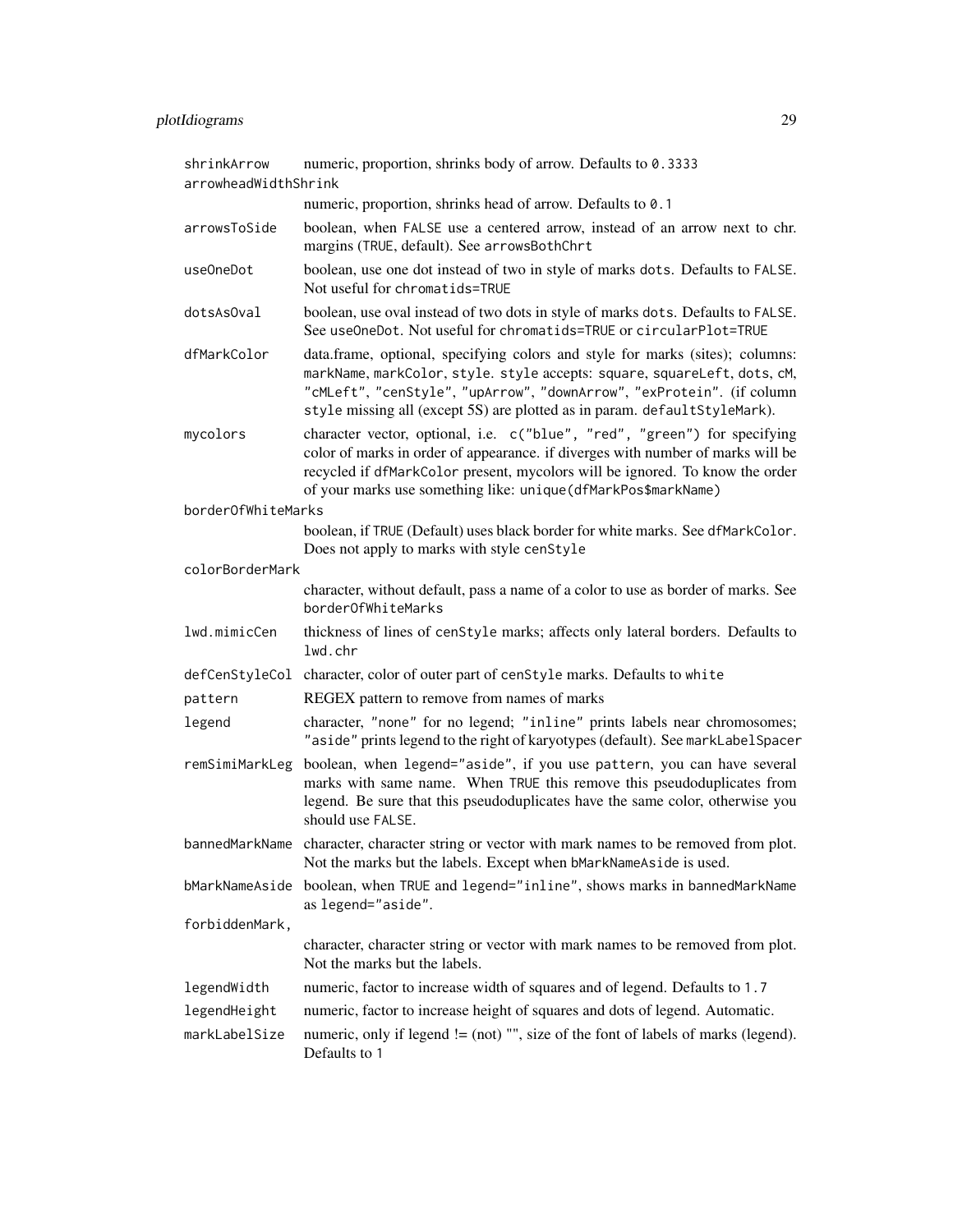| | |
|---|---|
| `shrinkArrow` | numeric, proportion, shrinks body of arrow. Defaults to `0.3333` |
| `arrowheadWidthShrink` | numeric, proportion, shrinks head of arrow. Defaults to `0.1` |
| `arrowsToSide` | boolean, when `FALSE` use a centered arrow, instead of an arrow next to chr. margins (`TRUE`, default). See `arrowsBothChrt` |
| `useOneDot` | boolean, use one dot instead of two in style of marks `dots`. Defaults to `FALSE`. Not useful for `chromatids=TRUE` |
| `dotsAsOval` | boolean, use oval instead of two dots in style of marks `dots`. Defaults to `FALSE`. See `useOneDot`. Not useful for `chromatids=TRUE` or `circularPlot=TRUE` |
| `dfMarkColor` | data.frame, optional, specifying colors and style for marks (sites); columns: `markName`, `markColor`, `style`. `style` accepts: `square`, `squareLeft`, `dots`, `cM`, `"cMLeft"`, `"cenStyle"`, `"upArrow"`, `"downArrow"`, `"exProtein"`. (if column `style` missing all (except 5S) are plotted as in param. `defaultStyleMark`). |
| `mycolors` | character vector, optional, i.e. `c("blue", "red", "green")` for specifying color of marks in order of appearance. if diverges with number of marks will be recycled if `dfMarkColor` present, mycolors will be ignored. To know the order of your marks use something like: `unique(dfMarkPos$markName)` |
| `borderOfWhiteMarks` | boolean, if `TRUE` (Default) uses black border for white marks. See `dfMarkColor`. Does not apply to marks with style `cenStyle` |
| `colorBorderMark` | character, without default, pass a name of a color to use as border of marks. See `borderOfWhiteMarks` |
| `lwd.mimicCen` | thickness of lines of `cenStyle` marks; affects only lateral borders. Defaults to `lwd.chr` |
| `defCenStyleCol` | character, color of outer part of `cenStyle` marks. Defaults to `white` |
| `pattern` | REGEX pattern to remove from names of marks |
| `legend` | character, `"none"` for no legend; `"inline"` prints labels near chromosomes; `"aside"` prints legend to the right of karyotypes (default). See `markLabelSpacer` |
| `remSimiMarkLeg` | boolean, when `legend="aside"`, if you use `pattern`, you can have several marks with same name. When `TRUE` this remove this pseudoduplicates from legend. Be sure that this pseudoduplicates have the same color, otherwise you should use `FALSE`. |
| `bannedMarkName` | character, character string or vector with mark names to be removed from plot. Not the marks but the labels. Except when `bMarkNameAside` is used. |
| `bMarkNameAside` | boolean, when `TRUE` and `legend="inline"`, shows marks in `bannedMarkName` as `legend="aside"`. |
| `forbiddenMark,` | character, character string or vector with mark names to be removed from plot. Not the marks but the labels. |
| `legendWidth` | numeric, factor to increase width of squares and of legend. Defaults to `1.7` |
| `legendHeight` | numeric, factor to increase height of squares and dots of legend. Automatic. |
| `markLabelSize` | numeric, only if legend != (not) "", size of the font of labels of marks (legend). Defaults to `1` |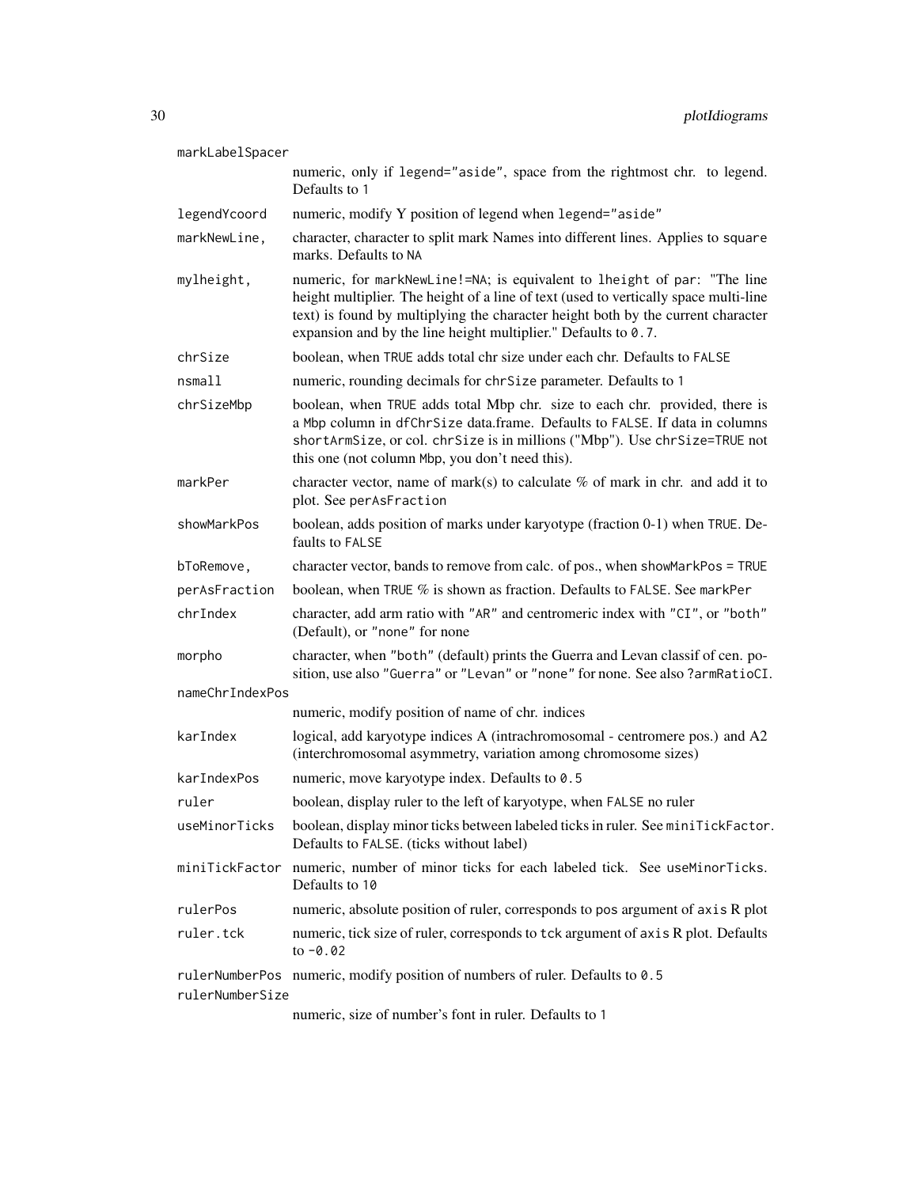`markLabelSpacer`
: numeric, only if `legend="aside"`, space from the rightmost chr. to legend. Defaults to `1`

`legendYcoord`
: numeric, modify Y position of legend when `legend="aside"`

`markNewLine,`
: character, character to split mark Names into different lines. Applies to `square` marks. Defaults to `NA`

`mylheight,`
: numeric, for `markNewLine!=NA`; is equivalent to `lheight` of `par`: "The line height multiplier. The height of a line of text (used to vertically space multi-line text) is found by multiplying the character height both by the current character expansion and by the line height multiplier." Defaults to `0.7`.

`chrSize`
: boolean, when `TRUE` adds total chr size under each chr. Defaults to `FALSE`

`nsmall`
: numeric, rounding decimals for `chrSize` parameter. Defaults to `1`

`chrSizeMbp`
: boolean, when `TRUE` adds total Mbp chr. size to each chr. provided, there is a `Mbp` column in `dfChrSize` data.frame. Defaults to `FALSE`. If data in columns `shortArmSize`, or col. `chrSize` is in millions ("Mbp"). Use `chrSize=TRUE` not this one (not column `Mbp`, you don't need this).

`markPer`
: character vector, name of mark(s) to calculate % of mark in chr. and add it to plot. See `perAsFraction`

`showMarkPos`
: boolean, adds position of marks under karyotype (fraction 0-1) when `TRUE`. Defaults to `FALSE`

`bToRemove,`
: character vector, bands to remove from calc. of pos., when `showMarkPos = TRUE`

`perAsFraction`
: boolean, when `TRUE` % is shown as fraction. Defaults to `FALSE`. See `markPer`

`chrIndex`
: character, add arm ratio with `"AR"` and centromeric index with `"CI"`, or `"both"` (Default), or `"none"` for none

`morpho`
: character, when `"both"` (default) prints the Guerra and Levan classif of cen. position, use also `"Guerra"` or `"Levan"` or `"none"` for none. See also `?armRatioCI`.

`nameChrIndexPos`
: numeric, modify position of name of chr. indices

`karIndex`
: logical, add karyotype indices A (intrachromosomal - centromere pos.) and A2 (interchromosomal asymmetry, variation among chromosome sizes)

`karIndexPos`
: numeric, move karyotype index. Defaults to `0.5`

`ruler`
: boolean, display ruler to the left of karyotype, when `FALSE` no ruler

`useMinorTicks`
: boolean, display minor ticks between labeled ticks in ruler. See `miniTickFactor`. Defaults to `FALSE`. (ticks without label)

`miniTickFactor`
: numeric, number of minor ticks for each labeled tick. See `useMinorTicks`. Defaults to `10`

`rulerPos`
: numeric, absolute position of ruler, corresponds to `pos` argument of `axis` R plot

`ruler.tck`
: numeric, tick size of ruler, corresponds to `tck` argument of `axis` R plot. Defaults to `-0.02`

`rulerNumberPos`
: numeric, modify position of numbers of ruler. Defaults to `0.5`

`rulerNumberSize`
: numeric, size of number's font in ruler. Defaults to `1`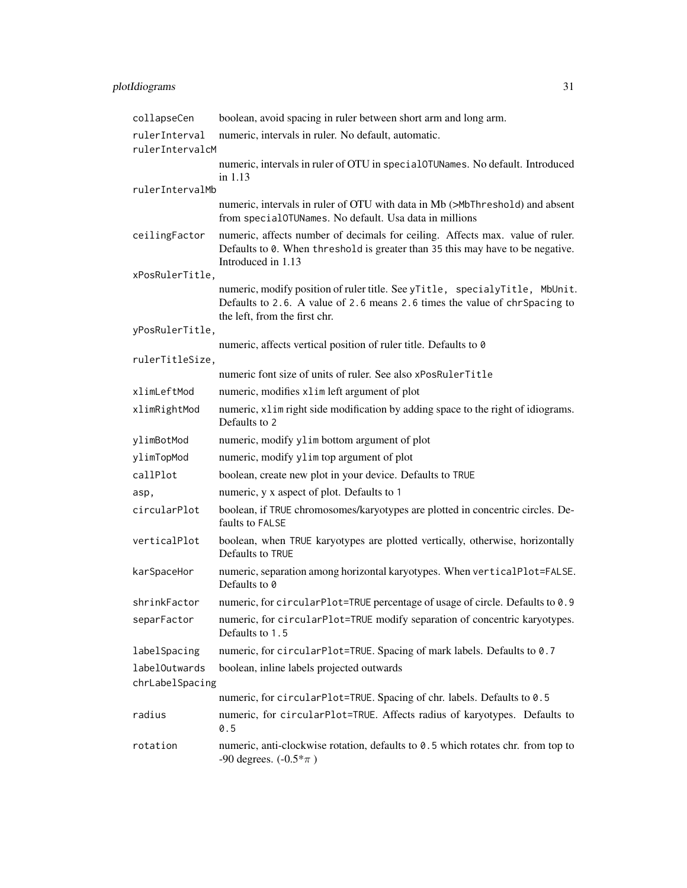`collapseCen` boolean, avoid spacing in ruler between short arm and long arm.

`rulerInterval` numeric, intervals in ruler. No default, automatic.

`rulerIntervalcM` numeric, intervals in ruler of OTU in `specialOTUNames`. No default. Introduced in 1.13

`rulerIntervalMb` numeric, intervals in ruler of OTU with data in Mb (>`MbThreshold`) and absent from `specialOTUNames`. No default. Usa data in millions

`ceilingFactor` numeric, affects number of decimals for ceiling. Affects max. value of ruler. Defaults to `0`. When `threshold` is greater than `35` this may have to be negative. Introduced in 1.13

`xPosRulerTitle,` numeric, modify position of ruler title. See `yTitle, specialyTitle, MbUnit`. Defaults to `2.6`. A value of `2.6` means `2.6` times the value of `chrSpacing` to the left, from the first chr.

`yPosRulerTitle,` numeric, affects vertical position of ruler title. Defaults to `0`

`rulerTitleSize,` numeric font size of units of ruler. See also `xPosRulerTitle`

`xlimLeftMod` numeric, modifies `xlim` left argument of plot

`xlimRightMod` numeric, `xlim` right side modification by adding space to the right of idiograms. Defaults to `2`

`ylimBotMod` numeric, modify `ylim` bottom argument of plot

`ylimTopMod` numeric, modify `ylim` top argument of plot

`callPlot` boolean, create new plot in your device. Defaults to `TRUE`

`asp,` numeric, y x aspect of plot. Defaults to `1`

`circularPlot` boolean, if `TRUE` chromosomes/karyotypes are plotted in concentric circles. Defaults to `FALSE`

`verticalPlot` boolean, when `TRUE` karyotypes are plotted vertically, otherwise, horizontally Defaults to `TRUE`

`karSpaceHor` numeric, separation among horizontal karyotypes. When `verticalPlot=FALSE`. Defaults to `0`

`shrinkFactor` numeric, for `circularPlot=TRUE` percentage of usage of circle. Defaults to `0.9`

`separFactor` numeric, for `circularPlot=TRUE` modify separation of concentric karyotypes. Defaults to `1.5`

`labelSpacing` numeric, for `circularPlot=TRUE`. Spacing of mark labels. Defaults to `0.7`

`labelOutwards` boolean, inline labels projected outwards

`chrLabelSpacing` numeric, for `circularPlot=TRUE`. Spacing of chr. labels. Defaults to `0.5`

`radius` numeric, for `circularPlot=TRUE`. Affects radius of karyotypes. Defaults to `0.5`

`rotation` numeric, anti-clockwise rotation, defaults to `0.5` which rotates chr. from top to -90 degrees. ($-0.5*\pi$ )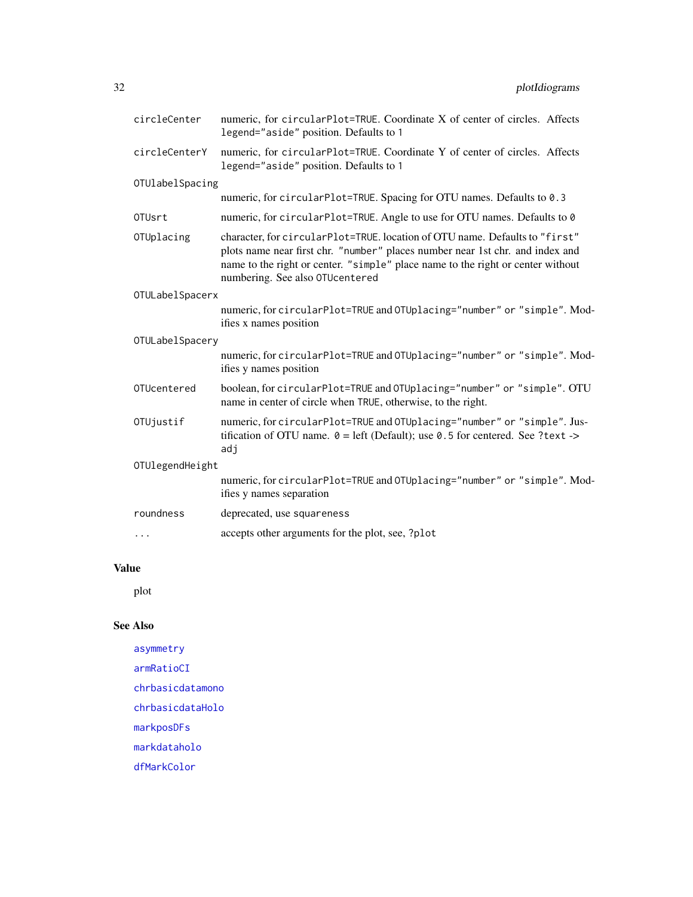| | |
|---|---|
| `circleCenter` | numeric, for `circularPlot=TRUE`. Coordinate X of center of circles. Affects `legend="aside"` position. Defaults to `1` |
| `circleCenterY` | numeric, for `circularPlot=TRUE`. Coordinate Y of center of circles. Affects `legend="aside"` position. Defaults to `1` |
| `OTUlabelSpacing` | numeric, for `circularPlot=TRUE`. Spacing for OTU names. Defaults to `0.3` |
| `OTUsrt` | numeric, for `circularPlot=TRUE`. Angle to use for OTU names. Defaults to `0` |
| `OTUplacing` | character, for `circularPlot=TRUE`. location of OTU name. Defaults to `"first"` plots name near first chr. `"number"` places number near 1st chr. and index and name to the right or center. `"simple"` place name to the right or center without numbering. See also `OTUcentered` |
| `OTULabelSpacerx` | numeric, for `circularPlot=TRUE` and `OTUplacing="number"` or `"simple"`. Modifies x names position |
| `OTULabelSpacery` | numeric, for `circularPlot=TRUE` and `OTUplacing="number"` or `"simple"`. Modifies y names position |
| `OTUcentered` | boolean, for `circularPlot=TRUE` and `OTUplacing="number"` or `"simple"`. OTU name in center of circle when `TRUE`, otherwise, to the right. |
| `OTUjustif` | numeric, for `circularPlot=TRUE` and `OTUplacing="number"` or `"simple"`. Justification of OTU name. `0` = left (Default); use `0.5` for centered. See `?text -> adj` |
| `OTUlegendHeight` | numeric, for `circularPlot=TRUE` and `OTUplacing="number"` or `"simple"`. Modifies y names separation |
| `roundness` | deprecated, use `squareness` |
| `...` | accepts other arguments for the plot, see, `?plot` |

## Value

plot

## See Also

`asymmetry`

`armRatioCI`

`chrbasicdatamono`

`chrbasicdataHolo`

`markposDFs`

`markdataholo`

`dfMarkColor`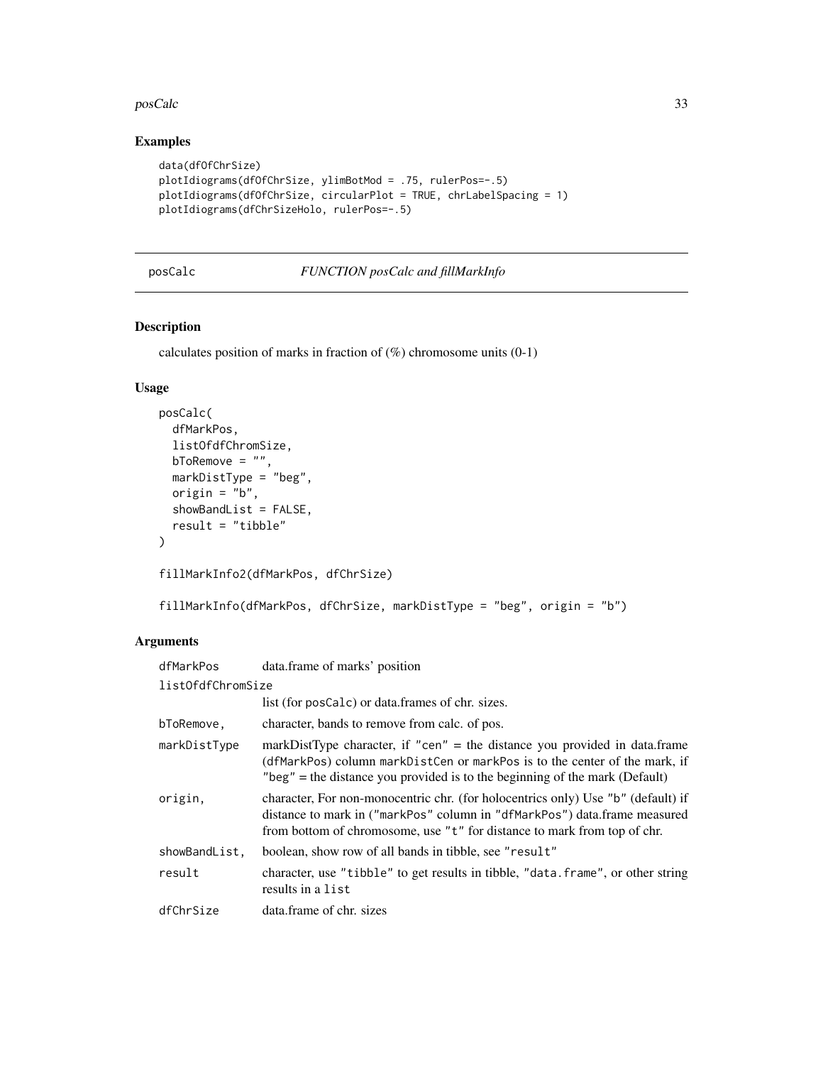## Examples

```
data(dfOfChrSize)
plotIdiograms(dfOfChrSize, ylimBotMod = .75, rulerPos=-.5)
plotIdiograms(dfOfChrSize, circularPlot = TRUE, chrLabelSpacing = 1)
plotIdiograms(dfChrSizeHolo, rulerPos=-.5)
```

---

# posCalc — *FUNCTION posCalc and fillMarkInfo*

## Description

calculates position of marks in fraction of (%) chromosome units (0-1)

## Usage

```
posCalc(
  dfMarkPos,
  listOfdfChromSize,
  bToRemove = "",
  markDistType = "beg",
  origin = "b",
  showBandList = FALSE,
  result = "tibble"
)

fillMarkInfo2(dfMarkPos, dfChrSize)

fillMarkInfo(dfMarkPos, dfChrSize, markDistType = "beg", origin = "b")
```

## Arguments

| | |
|---|---|
| dfMarkPos | data.frame of marks' position |
| listOfdfChromSize | list (for posCalc) or data.frames of chr. sizes. |
| bToRemove, | character, bands to remove from calc. of pos. |
| markDistType | markDistType character, if "cen" = the distance you provided in data.frame (dfMarkPos) column markDistCen or markPos is to the center of the mark, if "beg" = the distance you provided is to the beginning of the mark (Default) |
| origin, | character, For non-monocentric chr. (for holocentrics only) Use "b" (default) if distance to mark in ("markPos" column in "dfMarkPos") data.frame measured from bottom of chromosome, use "t" for distance to mark from top of chr. |
| showBandList, | boolean, show row of all bands in tibble, see "result" |
| result | character, use "tibble" to get results in tibble, "data.frame", or other string results in a list |
| dfChrSize | data.frame of chr. sizes |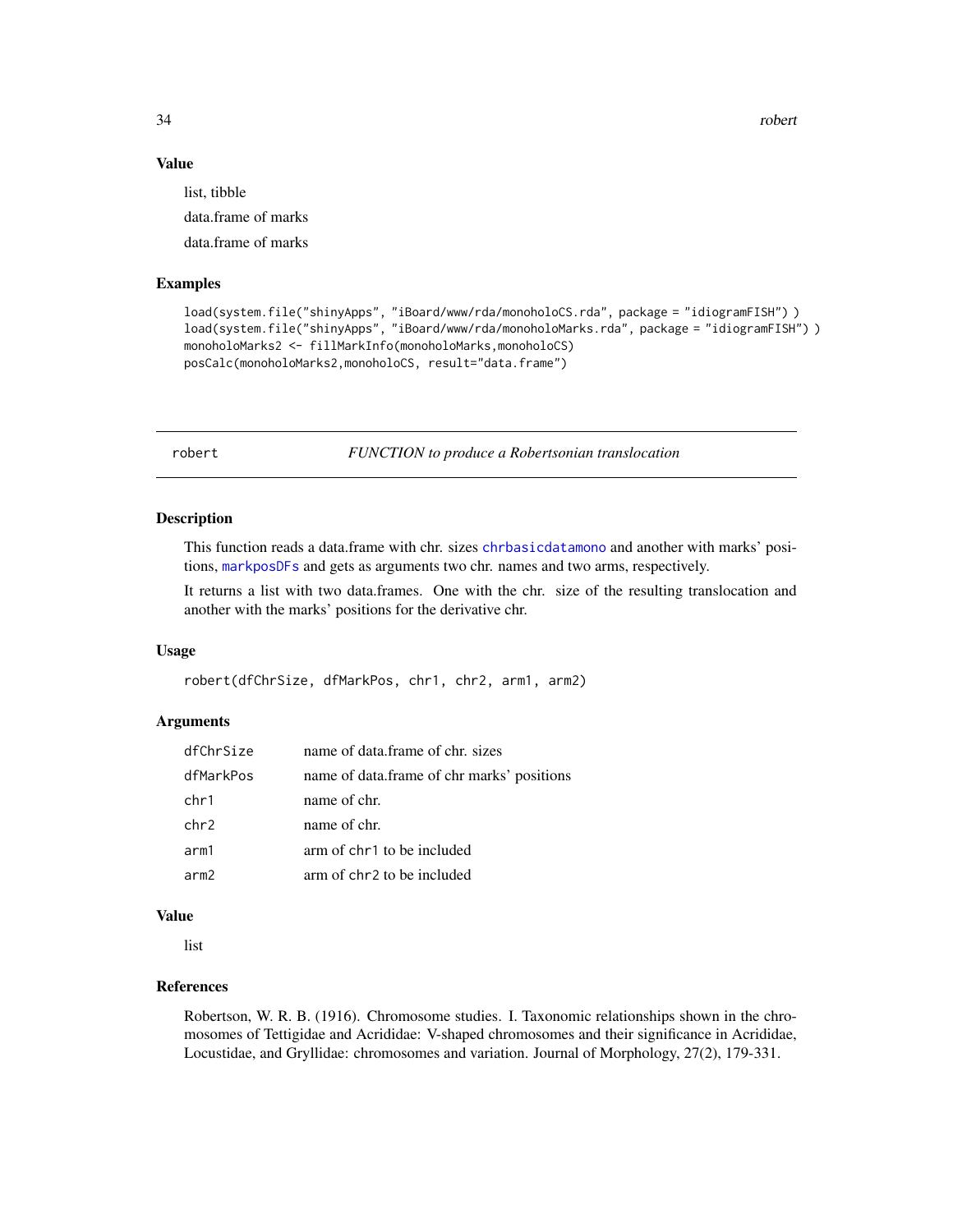### Value

list, tibble

data.frame of marks

data.frame of marks

### Examples

```
load(system.file("shinyApps", "iBoard/www/rda/monoholoCS.rda", package = "idiogramFISH") )
load(system.file("shinyApps", "iBoard/www/rda/monoholoMarks.rda", package = "idiogramFISH") )
monoholoMarks2 <- fillMarkInfo(monoholoMarks,monoholoCS)
posCalc(monoholoMarks2,monoholoCS, result="data.frame")
```

---

## robert    *FUNCTION to produce a Robertsonian translocation*

### Description

This function reads a data.frame with chr. sizes `chrbasicdatamono` and another with marks' positions, `markposDFs` and gets as arguments two chr. names and two arms, respectively.

It returns a list with two data.frames. One with the chr. size of the resulting translocation and another with the marks' positions for the derivative chr.

### Usage

```
robert(dfChrSize, dfMarkPos, chr1, chr2, arm1, arm2)
```

### Arguments

| | |
|---|---|
| dfChrSize | name of data.frame of chr. sizes |
| dfMarkPos | name of data.frame of chr marks' positions |
| chr1 | name of chr. |
| chr2 | name of chr. |
| arm1 | arm of chr1 to be included |
| arm2 | arm of chr2 to be included |

### Value

list

### References

Robertson, W. R. B. (1916). Chromosome studies. I. Taxonomic relationships shown in the chromosomes of Tettigidae and Acrididae: V-shaped chromosomes and their significance in Acrididae, Locustidae, and Gryllidae: chromosomes and variation. Journal of Morphology, 27(2), 179-331.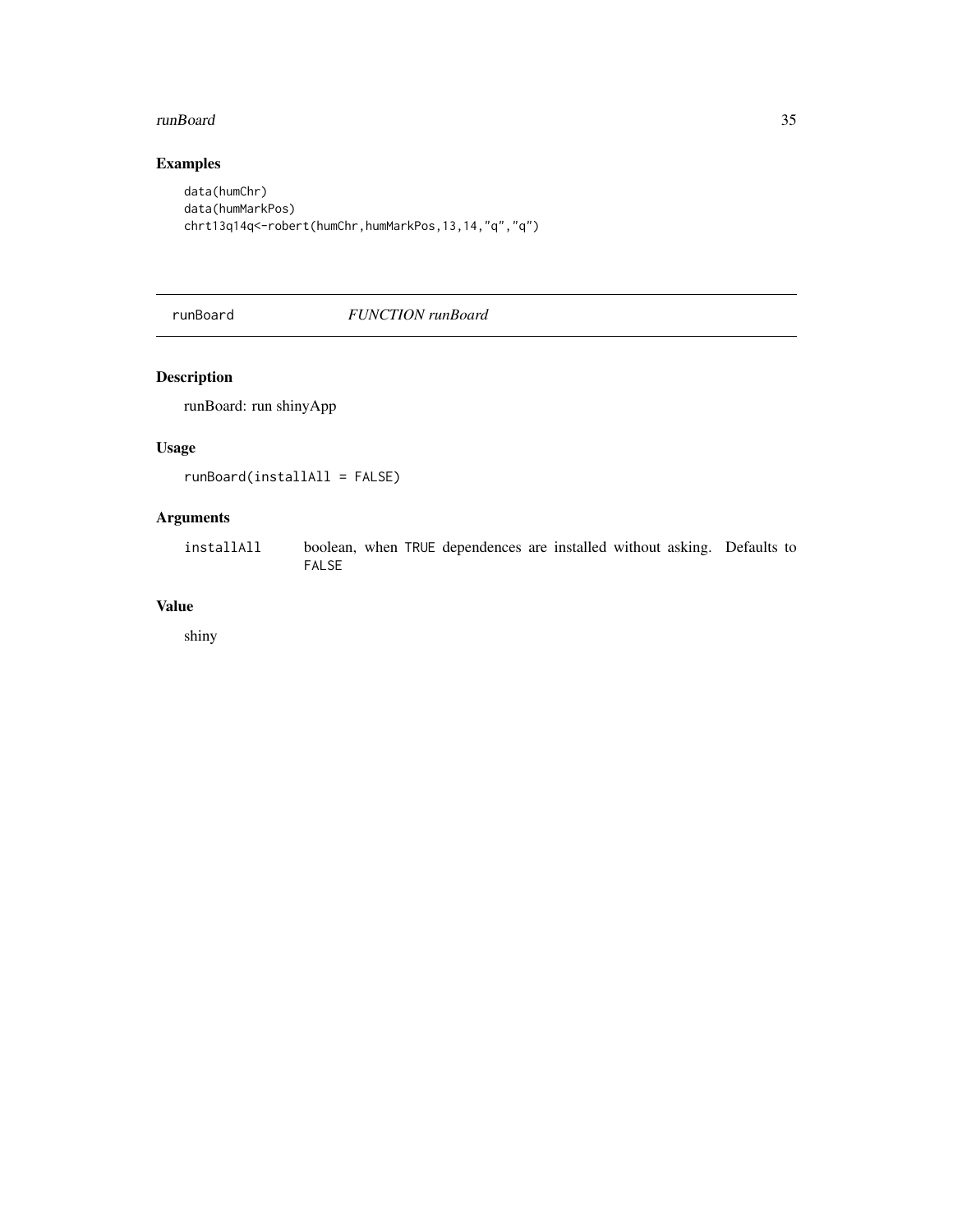## Examples

```
data(humChr)
data(humMarkPos)
chrt13q14q<-robert(humChr,humMarkPos,13,14,"q","q")
```

---

## runBoard *FUNCTION runBoard*

---

### Description

runBoard: run shinyApp

### Usage

```
runBoard(installAll = FALSE)
```

### Arguments

| | |
|---|---|
| installAll | boolean, when TRUE dependences are installed without asking. Defaults to FALSE |

### Value

shiny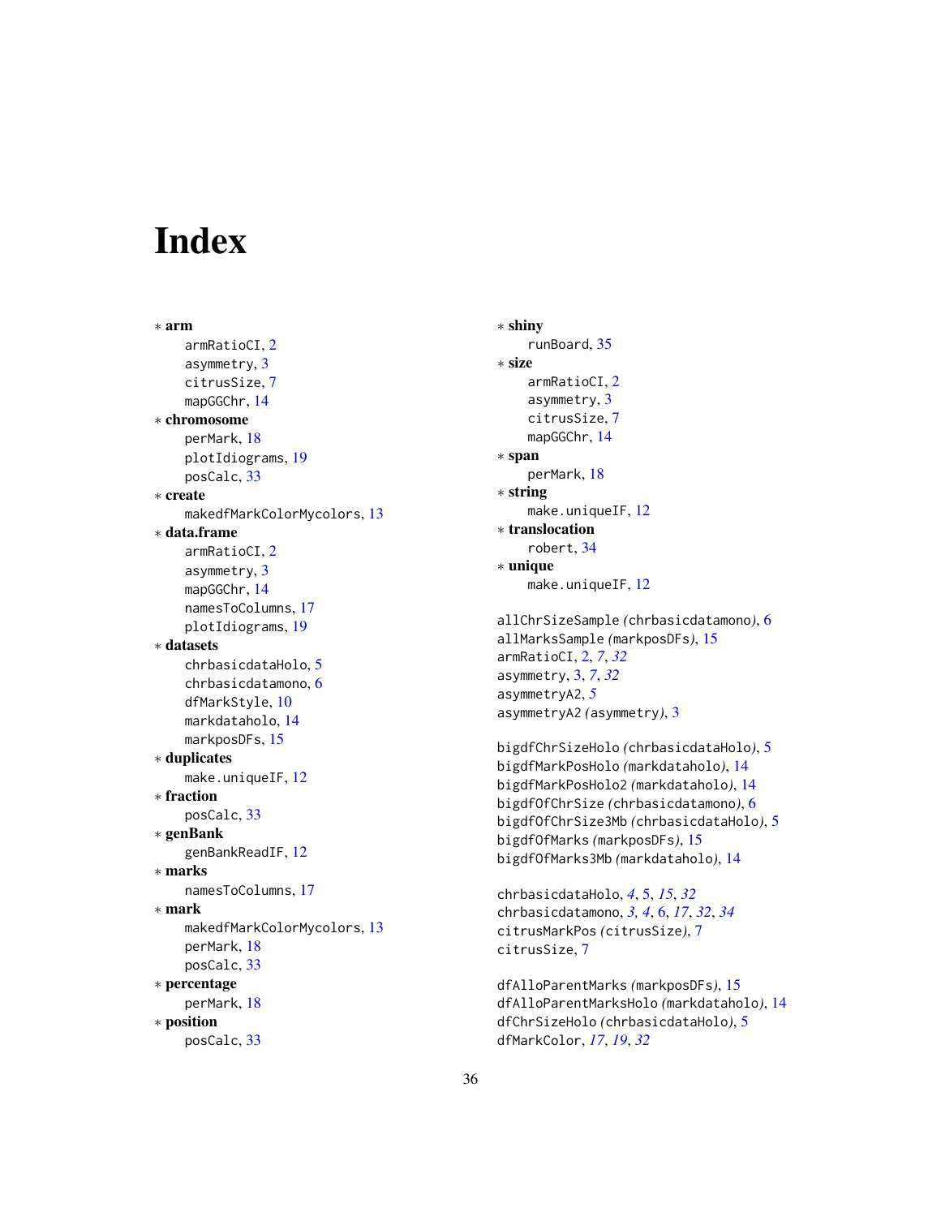# Index

∗ **arm**
armRatioCI, 2
asymmetry, 3
citrusSize, 7
mapGGChr, 14

∗ **chromosome**
perMark, 18
plotIdiograms, 19
posCalc, 33

∗ **create**
makedfMarkColorMycolors, 13

∗ **data.frame**
armRatioCI, 2
asymmetry, 3
mapGGChr, 14
namesToColumns, 17
plotIdiograms, 19

∗ **datasets**
chrbasicdataHolo, 5
chrbasicdatamono, 6
dfMarkStyle, 10
markdataholo, 14
markposDFs, 15

∗ **duplicates**
make.uniqueIF, 12

∗ **fraction**
posCalc, 33

∗ **genBank**
genBankReadIF, 12

∗ **marks**
namesToColumns, 17

∗ **mark**
makedfMarkColorMycolors, 13
perMark, 18
posCalc, 33

∗ **percentage**
perMark, 18

∗ **position**
posCalc, 33

∗ **shiny**
runBoard, 35

∗ **size**
armRatioCI, 2
asymmetry, 3
citrusSize, 7
mapGGChr, 14

∗ **span**
perMark, 18

∗ **string**
make.uniqueIF, 12

∗ **translocation**
robert, 34

∗ **unique**
make.uniqueIF, 12

allChrSizeSample *(chrbasicdatamono)*, 6
allMarksSample *(markposDFs)*, 15
armRatioCI, 2, *7*, *32*
asymmetry, 3, *7*, *32*
asymmetryA2, *5*
asymmetryA2 *(asymmetry)*, 3

bigdfChrSizeHolo *(chrbasicdataHolo)*, 5
bigdfMarkPosHolo *(markdataholo)*, 14
bigdfMarkPosHolo2 *(markdataholo)*, 14
bigdfOfChrSize *(chrbasicdatamono)*, 6
bigdfOfChrSize3Mb *(chrbasicdataHolo)*, 5
bigdfOfMarks *(markposDFs)*, 15
bigdfOfMarks3Mb *(markdataholo)*, 14

chrbasicdataHolo, *4*, 5, *15*, *32*
chrbasicdatamono, *3*, *4*, 6, *17*, *32*, *34*
citrusMarkPos *(citrusSize)*, 7
citrusSize, 7

dfAlloParentMarks *(markposDFs)*, 15
dfAlloParentMarksHolo *(markdataholo)*, 14
dfChrSizeHolo *(chrbasicdataHolo)*, 5
dfMarkColor, *17*, *19*, *32*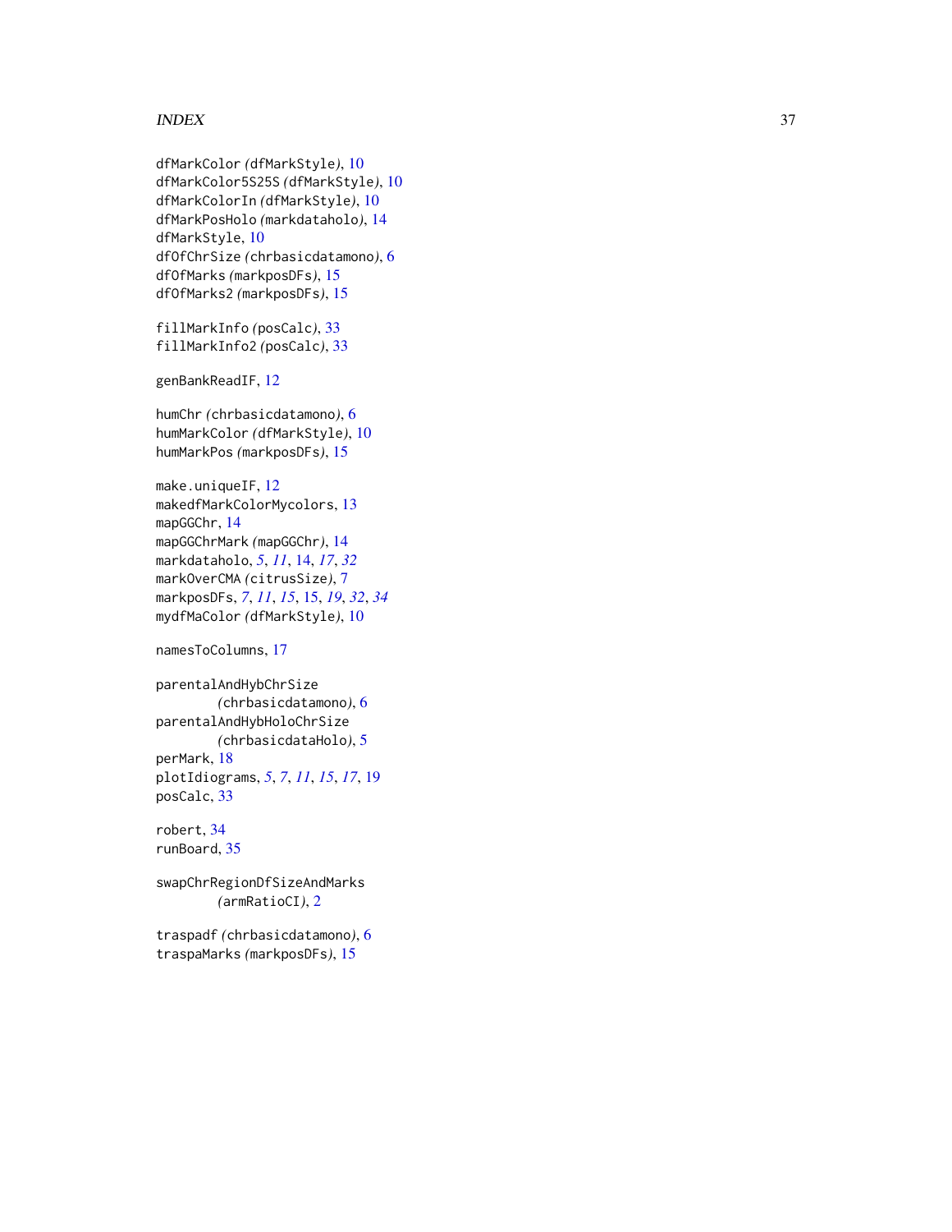dfMarkColor *(*dfMarkStyle*)*, 10
dfMarkColor5S25S *(*dfMarkStyle*)*, 10
dfMarkColorIn *(*dfMarkStyle*)*, 10
dfMarkPosHolo *(*markdataholo*)*, 14
dfMarkStyle, 10
dfOfChrSize *(*chrbasicdatamono*)*, 6
dfOfMarks *(*markposDFs*)*, 15
dfOfMarks2 *(*markposDFs*)*, 15

fillMarkInfo *(*posCalc*)*, 33
fillMarkInfo2 *(*posCalc*)*, 33

genBankReadIF, 12

humChr *(*chrbasicdatamono*)*, 6
humMarkColor *(*dfMarkStyle*)*, 10
humMarkPos *(*markposDFs*)*, 15

make.uniqueIF, 12
makedfMarkColorMycolors, 13
mapGGChr, 14
mapGGChrMark *(*mapGGChr*)*, 14
markdataholo, *5*, *11*, 14, *17*, *32*
markOverCMA *(*citrusSize*)*, 7
markposDFs, *7*, *11*, *15*, 15, *19*, *32*, *34*
mydfMaColor *(*dfMarkStyle*)*, 10

namesToColumns, 17

parentalAndHybChrSize *(*chrbasicdatamono*)*, 6
parentalAndHybHoloChrSize *(*chrbasicdataHolo*)*, 5
perMark, 18
plotIdiograms, *5*, *7*, *11*, *15*, *17*, 19
posCalc, 33

robert, 34
runBoard, 35

swapChrRegionDfSizeAndMarks *(*armRatioCI*)*, 2

traspadf *(*chrbasicdatamono*)*, 6
traspaMarks *(*markposDFs*)*, 15